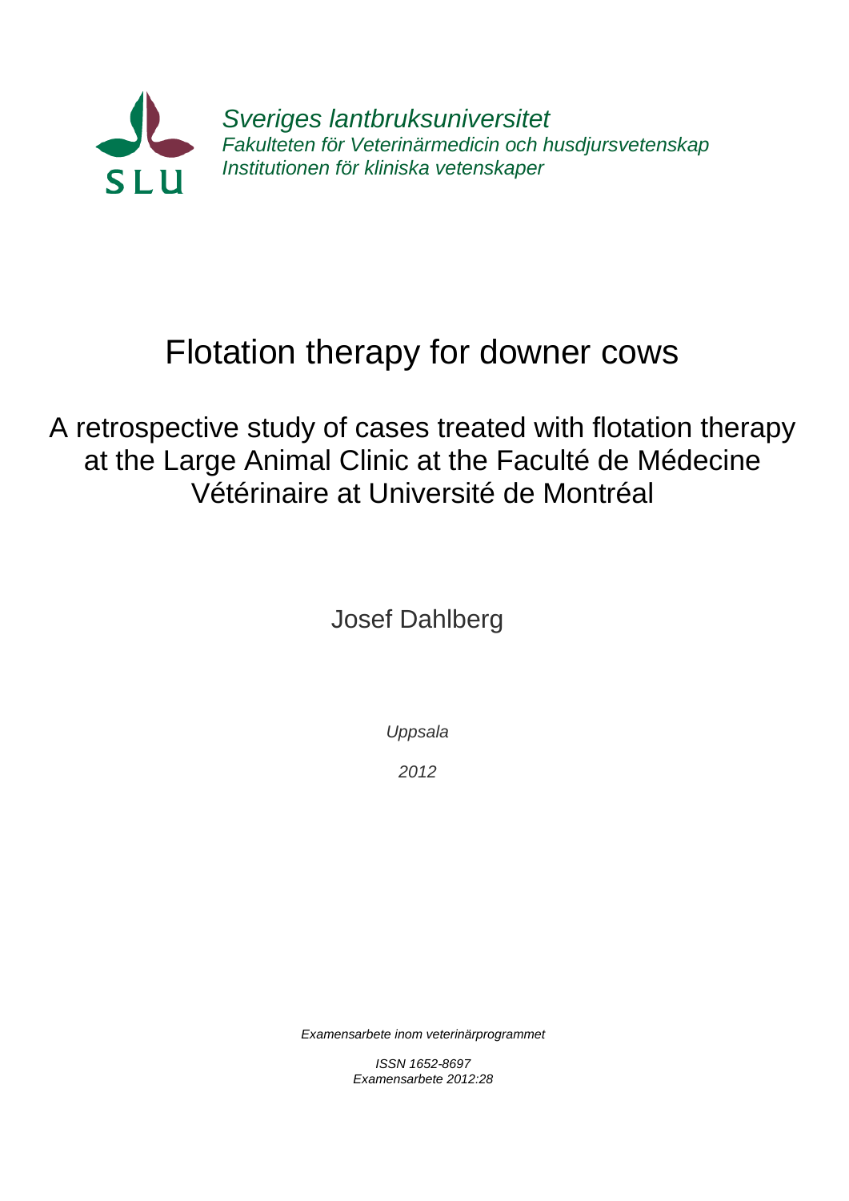SLU

*Sveriges lantbruksuniversitet*
*Fakulteten för Veterinärmedicin och husdjursvetenskap*
*Institutionen för kliniska vetenskaper*

# Flotation therapy for downer cows

## A retrospective study of cases treated with flotation therapy at the Large Animal Clinic at the Faculté de Médecine Vétérinaire at Université de Montréal

Josef Dahlberg

*Uppsala*

*2012*

*Examensarbete inom veterinärprogrammet*

*ISSN 1652-8697*
*Examensarbete 2012:28*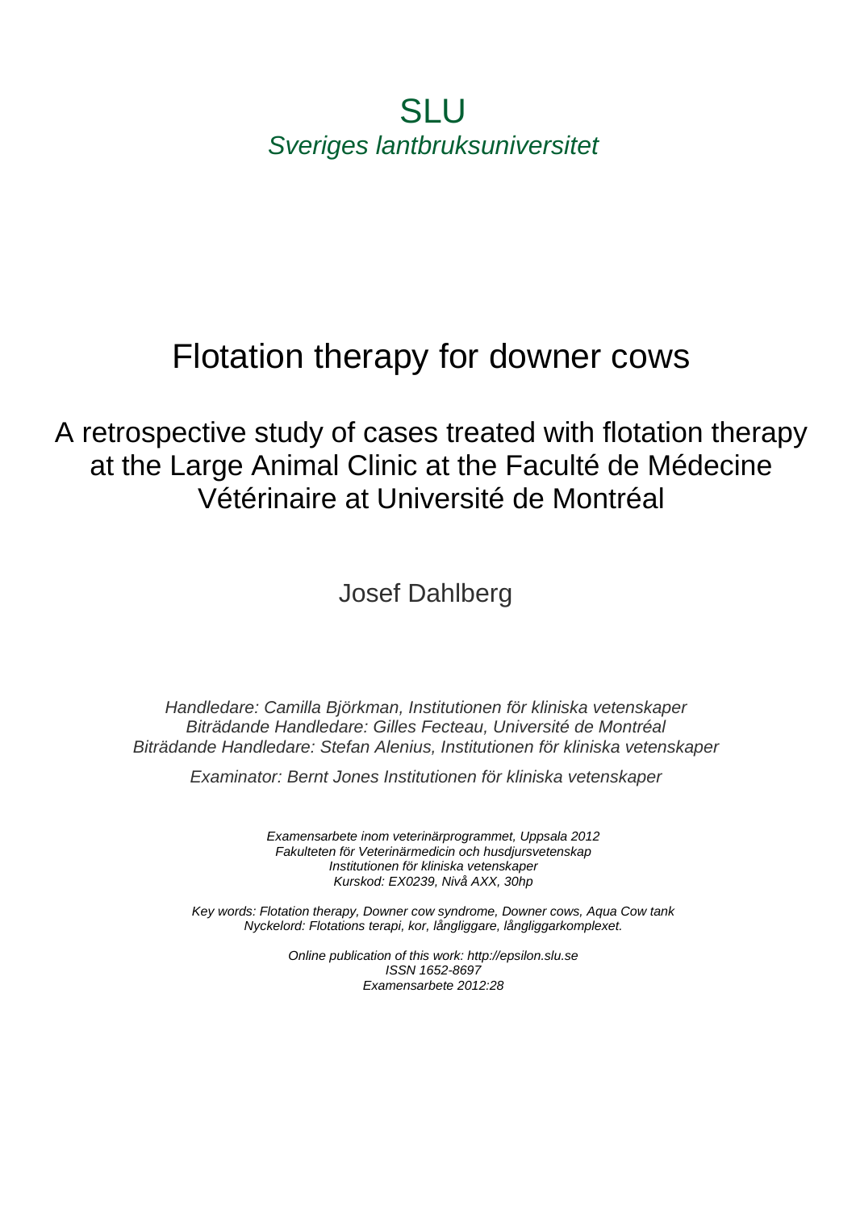SLU

*Sveriges lantbruksuniversitet*

# Flotation therapy for downer cows

## A retrospective study of cases treated with flotation therapy at the Large Animal Clinic at the Faculté de Médecine Vétérinaire at Université de Montréal

Josef Dahlberg

*Handledare: Camilla Björkman, Institutionen för kliniska vetenskaper*
*Biträdande Handledare: Gilles Fecteau, Université de Montréal*
*Biträdande Handledare: Stefan Alenius, Institutionen för kliniska vetenskaper*

*Examinator: Bernt Jones Institutionen för kliniska vetenskaper*

*Examensarbete inom veterinärprogrammet, Uppsala 2012*
*Fakulteten för Veterinärmedicin och husdjursvetenskap*
*Institutionen för kliniska vetenskaper*
*Kurskod: EX0239, Nivå AXX, 30hp*

*Key words: Flotation therapy, Downer cow syndrome, Downer cows, Aqua Cow tank*
*Nyckelord: Flotations terapi, kor, långliggare, långliggarkomplexet.*

*Online publication of this work: http://epsilon.slu.se*
*ISSN 1652-8697*
*Examensarbete 2012:28*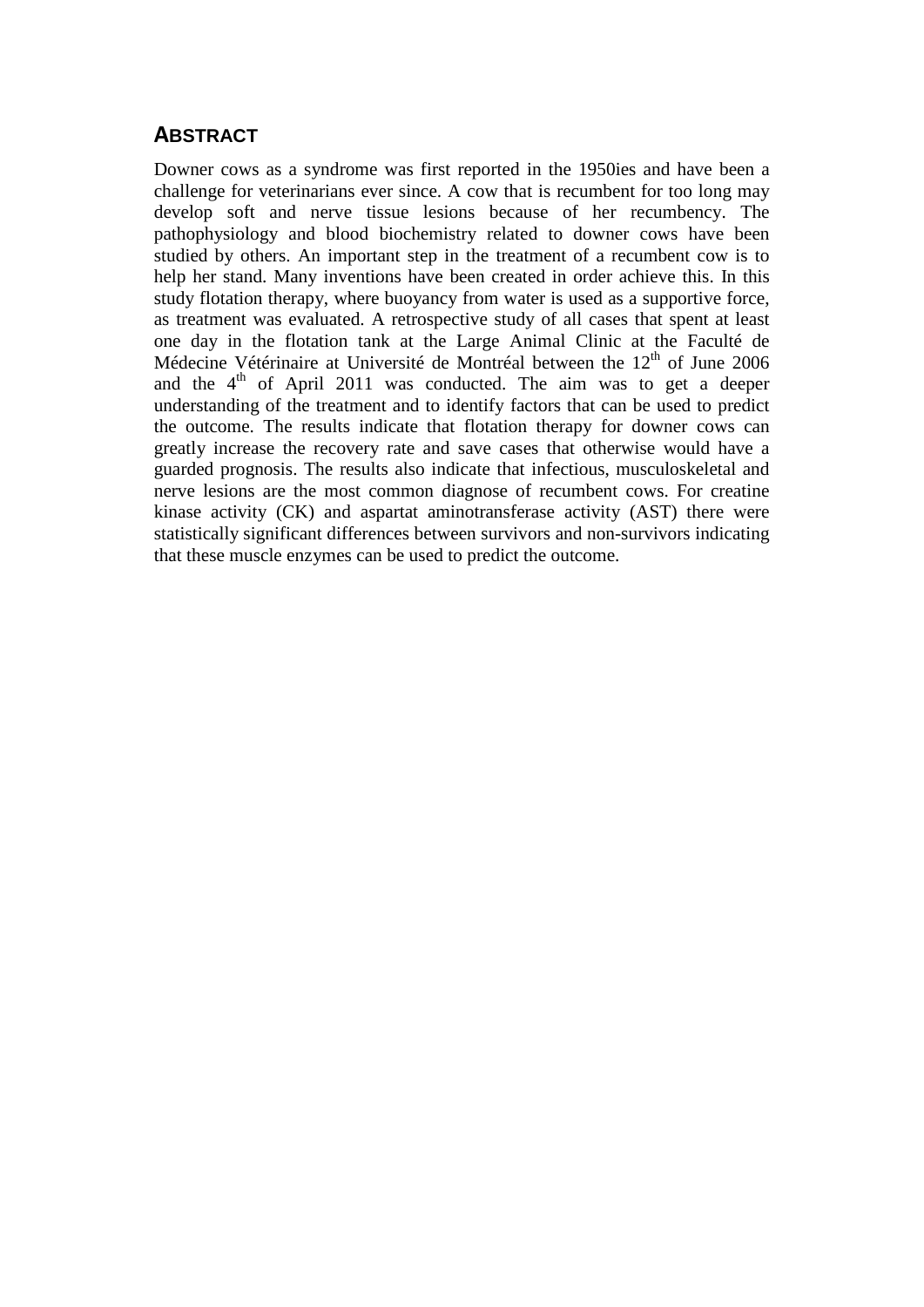## ABSTRACT

Downer cows as a syndrome was first reported in the 1950ies and have been a challenge for veterinarians ever since. A cow that is recumbent for too long may develop soft and nerve tissue lesions because of her recumbency. The pathophysiology and blood biochemistry related to downer cows have been studied by others. An important step in the treatment of a recumbent cow is to help her stand. Many inventions have been created in order achieve this. In this study flotation therapy, where buoyancy from water is used as a supportive force, as treatment was evaluated. A retrospective study of all cases that spent at least one day in the flotation tank at the Large Animal Clinic at the Faculté de Médecine Vétérinaire at Université de Montréal between the 12th of June 2006 and the 4th of April 2011 was conducted. The aim was to get a deeper understanding of the treatment and to identify factors that can be used to predict the outcome. The results indicate that flotation therapy for downer cows can greatly increase the recovery rate and save cases that otherwise would have a guarded prognosis. The results also indicate that infectious, musculoskeletal and nerve lesions are the most common diagnose of recumbent cows. For creatine kinase activity (CK) and aspartat aminotransferase activity (AST) there were statistically significant differences between survivors and non-survivors indicating that these muscle enzymes can be used to predict the outcome.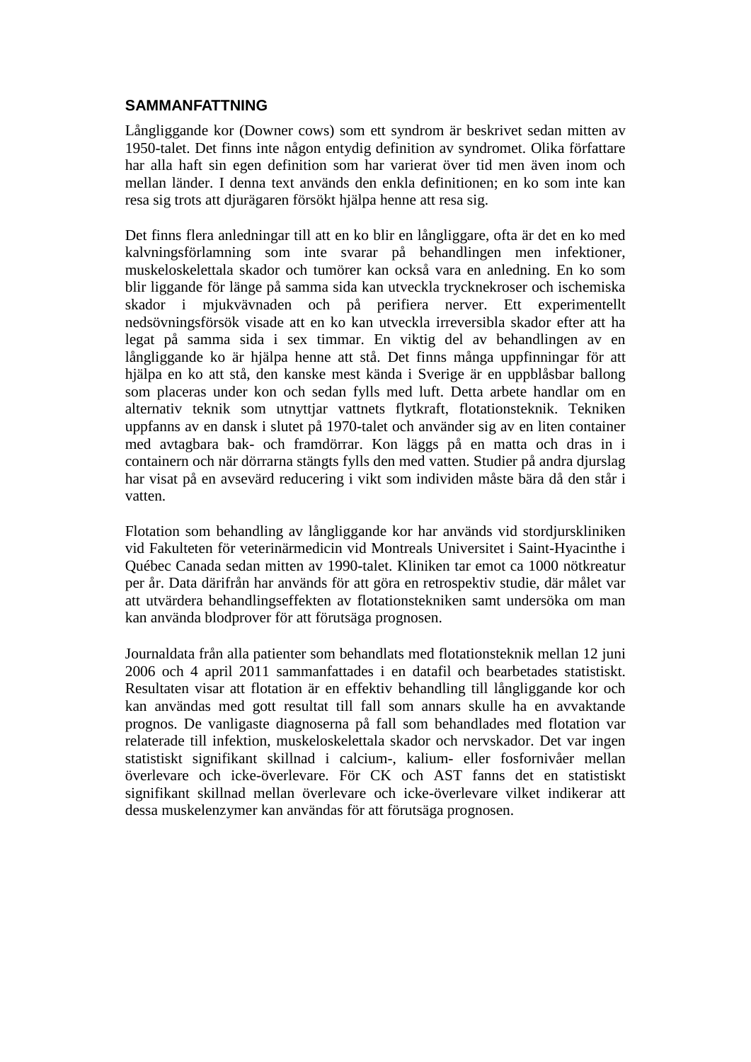## SAMMANFATTNING

Långliggande kor (Downer cows) som ett syndrom är beskrivet sedan mitten av 1950-talet. Det finns inte någon entydig definition av syndromet. Olika författare har alla haft sin egen definition som har varierat över tid men även inom och mellan länder. I denna text används den enkla definitionen; en ko som inte kan resa sig trots att djurägaren försökt hjälpa henne att resa sig.

Det finns flera anledningar till att en ko blir en långliggare, ofta är det en ko med kalvningsförlamning som inte svarar på behandlingen men infektioner, muskeloskelettala skador och tumörer kan också vara en anledning. En ko som blir liggande för länge på samma sida kan utveckla trycknekroser och ischemiska skador i mjukvävnaden och på perifiera nerver. Ett experimentellt nedsövningsförsök visade att en ko kan utveckla irreversibla skador efter att ha legat på samma sida i sex timmar. En viktig del av behandlingen av en långliggande ko är hjälpa henne att stå. Det finns många uppfinningar för att hjälpa en ko att stå, den kanske mest kända i Sverige är en uppblåsbar ballong som placeras under kon och sedan fylls med luft. Detta arbete handlar om en alternativ teknik som utnyttjar vattnets flytkraft, flotationsteknik. Tekniken uppfanns av en dansk i slutet på 1970-talet och använder sig av en liten container med avtagbara bak- och framdörrar. Kon läggs på en matta och dras in i containern och när dörrarna stängts fylls den med vatten. Studier på andra djurslag har visat på en avsevärd reducering i vikt som individen måste bära då den står i vatten.

Flotation som behandling av långliggande kor har används vid stordjurskliniken vid Fakulteten för veterinärmedicin vid Montreals Universitet i Saint-Hyacinthe i Québec Canada sedan mitten av 1990-talet. Kliniken tar emot ca 1000 nötkreatur per år. Data därifrån har används för att göra en retrospektiv studie, där målet var att utvärdera behandlingseffekten av flotationstekniken samt undersöka om man kan använda blodprover för att förutsäga prognosen.

Journaldata från alla patienter som behandlats med flotationsteknik mellan 12 juni 2006 och 4 april 2011 sammanfattades i en datafil och bearbetades statistiskt. Resultaten visar att flotation är en effektiv behandling till långliggande kor och kan användas med gott resultat till fall som annars skulle ha en avvaktande prognos. De vanligaste diagnoserna på fall som behandlades med flotation var relaterade till infektion, muskeloskelettala skador och nervskador. Det var ingen statistiskt signifikant skillnad i calcium-, kalium- eller fosfornivåer mellan överlevare och icke-överlevare. För CK och AST fanns det en statistiskt signifikant skillnad mellan överlevare och icke-överlevare vilket indikerar att dessa muskelenzymer kan användas för att förutsäga prognosen.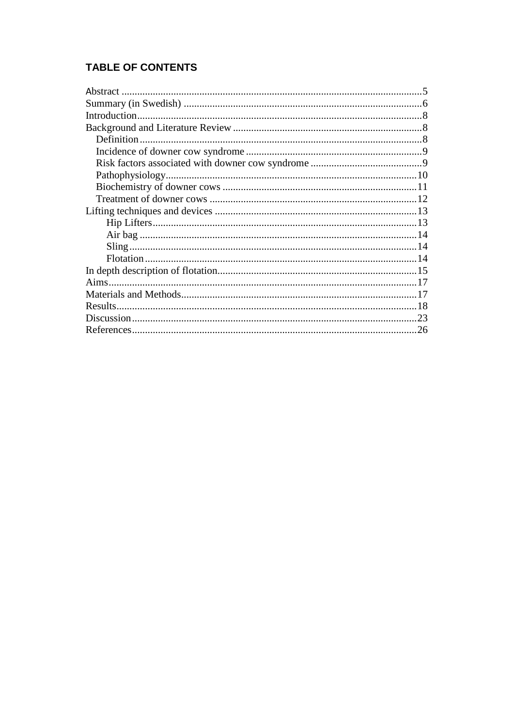## TABLE OF CONTENTS

Abstract ....................................................................................................................5
Summary (in Swedish) ............................................................................................6
Introduction..............................................................................................................8
Background and Literature Review .........................................................................8
  Definition ...............................................................................................................8
  Incidence of downer cow syndrome ......................................................................9
  Risk factors associated with downer cow syndrome ............................................9
  Pathophysiology....................................................................................................10
  Biochemistry of downer cows ..............................................................................11
  Treatment of downer cows ...................................................................................12
Lifting techniques and devices ..............................................................................13
    Hip Lifters.........................................................................................................13
    Air bag ..............................................................................................................14
    Sling..................................................................................................................14
    Flotation ...........................................................................................................14
In depth description of flotation.............................................................................15
Aims........................................................................................................................17
Materials and Methods............................................................................................17
Results.....................................................................................................................18
Discussion...............................................................................................................23
References...............................................................................................................26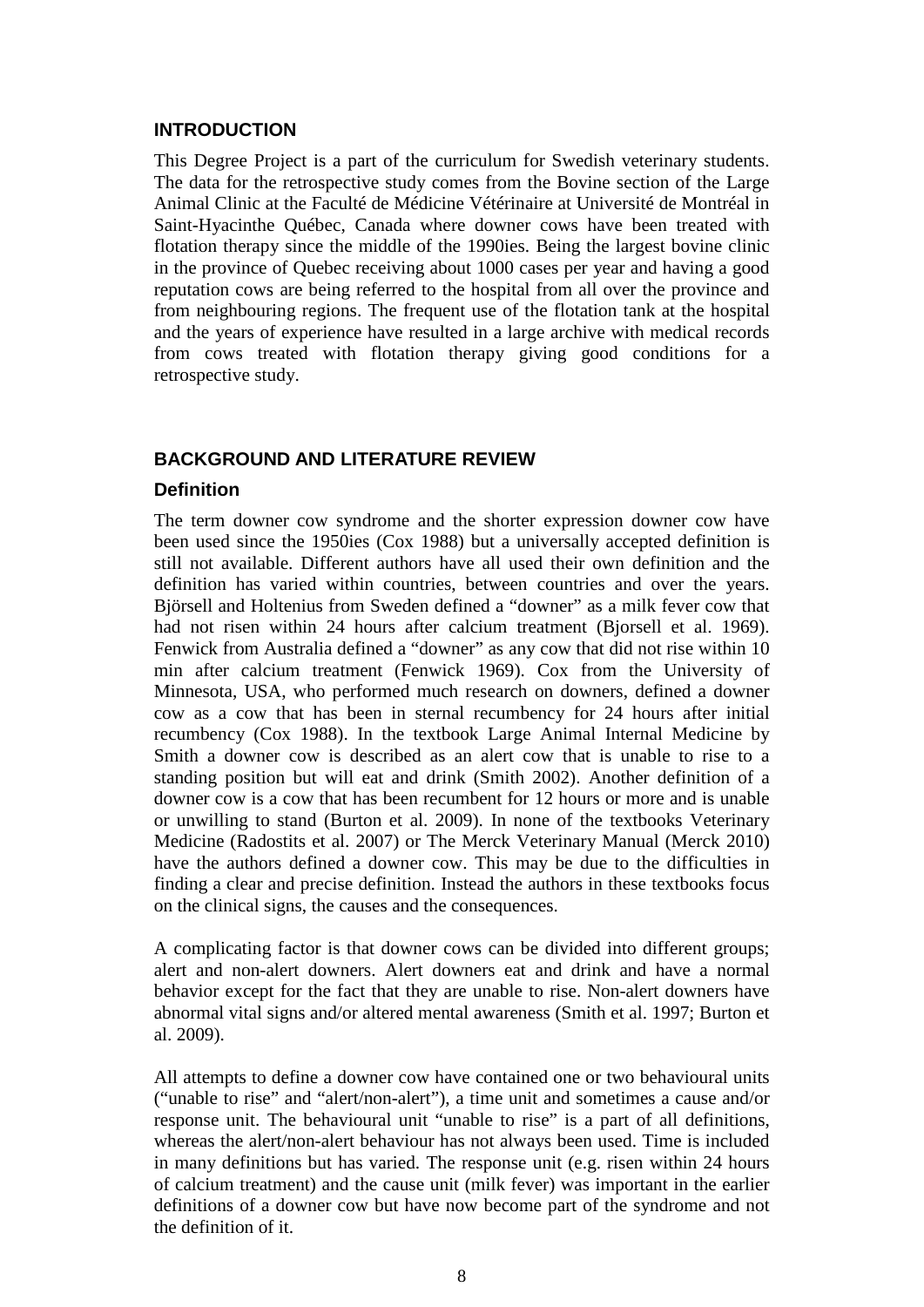## INTRODUCTION

This Degree Project is a part of the curriculum for Swedish veterinary students. The data for the retrospective study comes from the Bovine section of the Large Animal Clinic at the Faculté de Médicine Vétérinaire at Université de Montréal in Saint-Hyacinthe Québec, Canada where downer cows have been treated with flotation therapy since the middle of the 1990ies. Being the largest bovine clinic in the province of Quebec receiving about 1000 cases per year and having a good reputation cows are being referred to the hospital from all over the province and from neighbouring regions. The frequent use of the flotation tank at the hospital and the years of experience have resulted in a large archive with medical records from cows treated with flotation therapy giving good conditions for a retrospective study.

## BACKGROUND AND LITERATURE REVIEW

### Definition

The term downer cow syndrome and the shorter expression downer cow have been used since the 1950ies (Cox 1988) but a universally accepted definition is still not available. Different authors have all used their own definition and the definition has varied within countries, between countries and over the years. Björsell and Holtenius from Sweden defined a "downer" as a milk fever cow that had not risen within 24 hours after calcium treatment (Bjorsell et al. 1969). Fenwick from Australia defined a "downer" as any cow that did not rise within 10 min after calcium treatment (Fenwick 1969). Cox from the University of Minnesota, USA, who performed much research on downers, defined a downer cow as a cow that has been in sternal recumbency for 24 hours after initial recumbency (Cox 1988). In the textbook Large Animal Internal Medicine by Smith a downer cow is described as an alert cow that is unable to rise to a standing position but will eat and drink (Smith 2002). Another definition of a downer cow is a cow that has been recumbent for 12 hours or more and is unable or unwilling to stand (Burton et al. 2009). In none of the textbooks Veterinary Medicine (Radostits et al. 2007) or The Merck Veterinary Manual (Merck 2010) have the authors defined a downer cow. This may be due to the difficulties in finding a clear and precise definition. Instead the authors in these textbooks focus on the clinical signs, the causes and the consequences.

A complicating factor is that downer cows can be divided into different groups; alert and non-alert downers. Alert downers eat and drink and have a normal behavior except for the fact that they are unable to rise. Non-alert downers have abnormal vital signs and/or altered mental awareness (Smith et al. 1997; Burton et al. 2009).

All attempts to define a downer cow have contained one or two behavioural units ("unable to rise" and "alert/non-alert"), a time unit and sometimes a cause and/or response unit. The behavioural unit "unable to rise" is a part of all definitions, whereas the alert/non-alert behaviour has not always been used. Time is included in many definitions but has varied. The response unit (e.g. risen within 24 hours of calcium treatment) and the cause unit (milk fever) was important in the earlier definitions of a downer cow but have now become part of the syndrome and not the definition of it.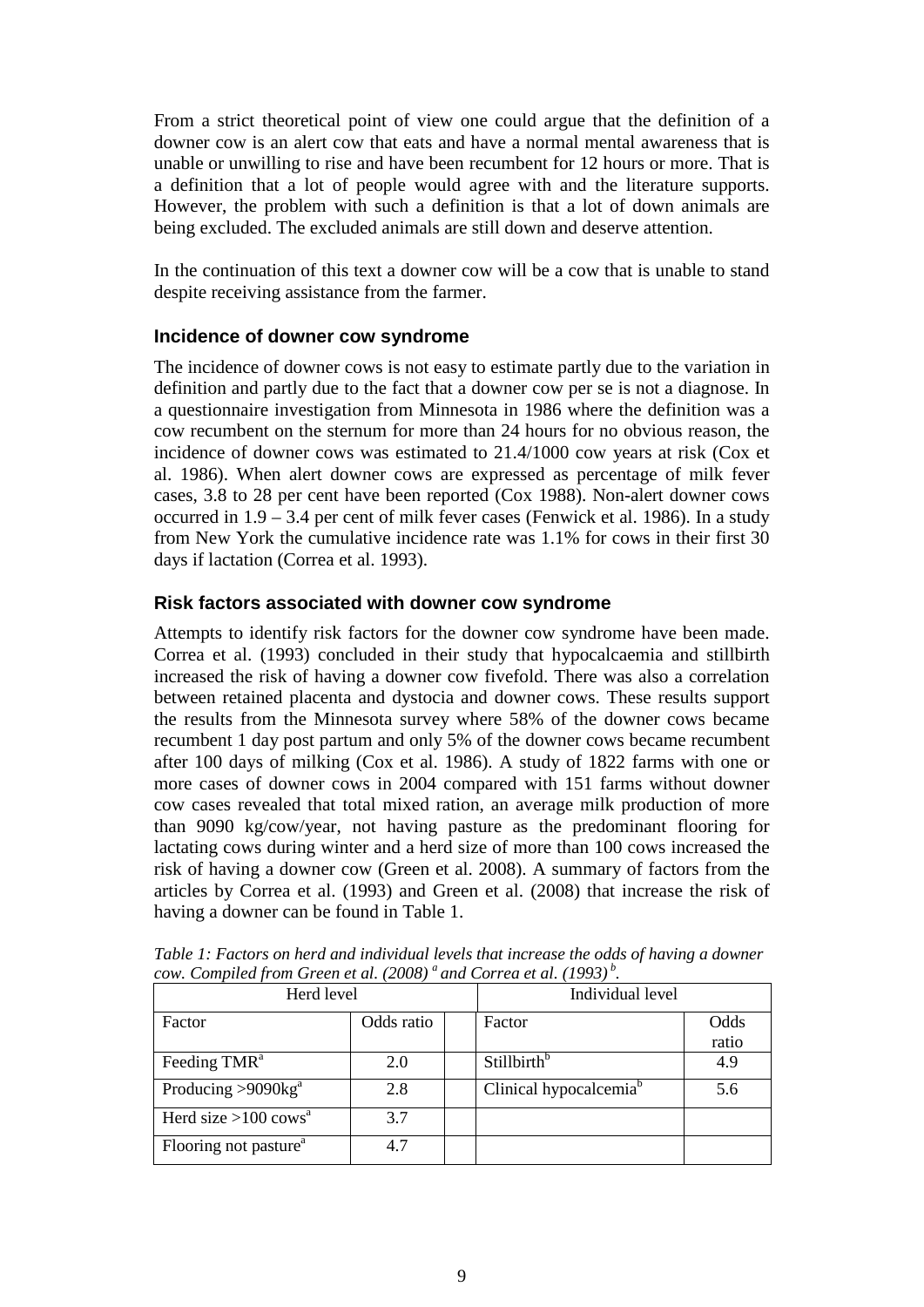From a strict theoretical point of view one could argue that the definition of a downer cow is an alert cow that eats and have a normal mental awareness that is unable or unwilling to rise and have been recumbent for 12 hours or more. That is a definition that a lot of people would agree with and the literature supports. However, the problem with such a definition is that a lot of down animals are being excluded. The excluded animals are still down and deserve attention.

In the continuation of this text a downer cow will be a cow that is unable to stand despite receiving assistance from the farmer.

### Incidence of downer cow syndrome

The incidence of downer cows is not easy to estimate partly due to the variation in definition and partly due to the fact that a downer cow per se is not a diagnose. In a questionnaire investigation from Minnesota in 1986 where the definition was a cow recumbent on the sternum for more than 24 hours for no obvious reason, the incidence of downer cows was estimated to 21.4/1000 cow years at risk (Cox et al. 1986). When alert downer cows are expressed as percentage of milk fever cases, 3.8 to 28 per cent have been reported (Cox 1988). Non-alert downer cows occurred in 1.9 – 3.4 per cent of milk fever cases (Fenwick et al. 1986). In a study from New York the cumulative incidence rate was 1.1% for cows in their first 30 days if lactation (Correa et al. 1993).

### Risk factors associated with downer cow syndrome

Attempts to identify risk factors for the downer cow syndrome have been made. Correa et al. (1993) concluded in their study that hypocalcaemia and stillbirth increased the risk of having a downer cow fivefold. There was also a correlation between retained placenta and dystocia and downer cows. These results support the results from the Minnesota survey where 58% of the downer cows became recumbent 1 day post partum and only 5% of the downer cows became recumbent after 100 days of milking (Cox et al. 1986). A study of 1822 farms with one or more cases of downer cows in 2004 compared with 151 farms without downer cow cases revealed that total mixed ration, an average milk production of more than 9090 kg/cow/year, not having pasture as the predominant flooring for lactating cows during winter and a herd size of more than 100 cows increased the risk of having a downer cow (Green et al. 2008). A summary of factors from the articles by Correa et al. (1993) and Green et al. (2008) that increase the risk of having a downer can be found in Table 1.

*Table 1: Factors on herd and individual levels that increase the odds of having a downer cow. Compiled from Green et al. (2008) [a] and Correa et al. (1993) [b].*

| Herd level | | | Individual level | |
|---|---|---|---|---|
| Factor | Odds ratio | | Factor | Odds ratio |
| Feeding TMR[a] | 2.0 | | Stillbirth[b] | 4.9 |
| Producing >9090kg[a] | 2.8 | | Clinical hypocalcemia[b] | 5.6 |
| Herd size >100 cows[a] | 3.7 | | | |
| Flooring not pasture[a] | 4.7 | | | |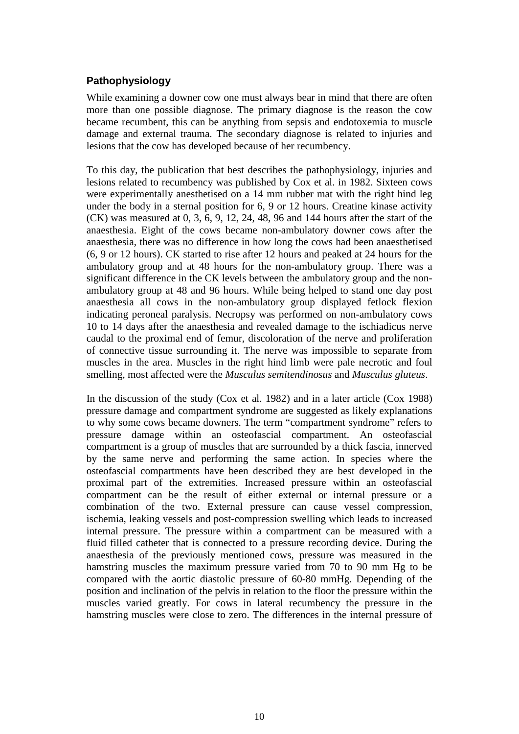### Pathophysiology

While examining a downer cow one must always bear in mind that there are often more than one possible diagnose. The primary diagnose is the reason the cow became recumbent, this can be anything from sepsis and endotoxemia to muscle damage and external trauma. The secondary diagnose is related to injuries and lesions that the cow has developed because of her recumbency.

To this day, the publication that best describes the pathophysiology, injuries and lesions related to recumbency was published by Cox et al. in 1982. Sixteen cows were experimentally anesthetised on a 14 mm rubber mat with the right hind leg under the body in a sternal position for 6, 9 or 12 hours. Creatine kinase activity (CK) was measured at 0, 3, 6, 9, 12, 24, 48, 96 and 144 hours after the start of the anaesthesia. Eight of the cows became non-ambulatory downer cows after the anaesthesia, there was no difference in how long the cows had been anaesthetised (6, 9 or 12 hours). CK started to rise after 12 hours and peaked at 24 hours for the ambulatory group and at 48 hours for the non-ambulatory group. There was a significant difference in the CK levels between the ambulatory group and the non-ambulatory group at 48 and 96 hours. While being helped to stand one day post anaesthesia all cows in the non-ambulatory group displayed fetlock flexion indicating peroneal paralysis. Necropsy was performed on non-ambulatory cows 10 to 14 days after the anaesthesia and revealed damage to the ischiadicus nerve caudal to the proximal end of femur, discoloration of the nerve and proliferation of connective tissue surrounding it. The nerve was impossible to separate from muscles in the area. Muscles in the right hind limb were pale necrotic and foul smelling, most affected were the *Musculus semitendinosus* and *Musculus gluteus*.

In the discussion of the study (Cox et al. 1982) and in a later article (Cox 1988) pressure damage and compartment syndrome are suggested as likely explanations to why some cows became downers. The term "compartment syndrome" refers to pressure damage within an osteofascial compartment. An osteofascial compartment is a group of muscles that are surrounded by a thick fascia, innerved by the same nerve and performing the same action. In species where the osteofascial compartments have been described they are best developed in the proximal part of the extremities. Increased pressure within an osteofascial compartment can be the result of either external or internal pressure or a combination of the two. External pressure can cause vessel compression, ischemia, leaking vessels and post-compression swelling which leads to increased internal pressure. The pressure within a compartment can be measured with a fluid filled catheter that is connected to a pressure recording device. During the anaesthesia of the previously mentioned cows, pressure was measured in the hamstring muscles the maximum pressure varied from 70 to 90 mm Hg to be compared with the aortic diastolic pressure of 60-80 mmHg. Depending of the position and inclination of the pelvis in relation to the floor the pressure within the muscles varied greatly. For cows in lateral recumbency the pressure in the hamstring muscles were close to zero. The differences in the internal pressure of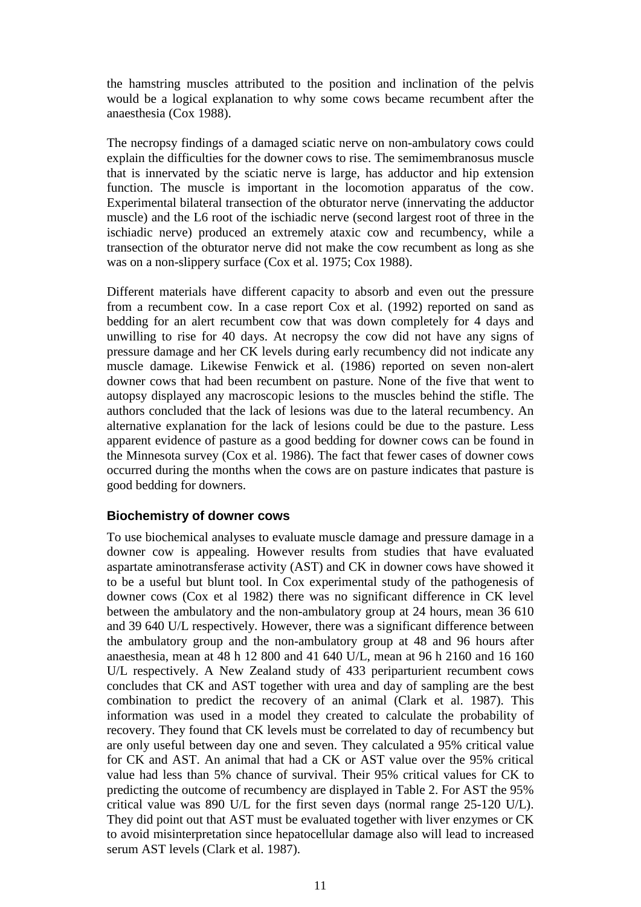the hamstring muscles attributed to the position and inclination of the pelvis would be a logical explanation to why some cows became recumbent after the anaesthesia (Cox 1988).

The necropsy findings of a damaged sciatic nerve on non-ambulatory cows could explain the difficulties for the downer cows to rise. The semimembranosus muscle that is innervated by the sciatic nerve is large, has adductor and hip extension function. The muscle is important in the locomotion apparatus of the cow. Experimental bilateral transection of the obturator nerve (innervating the adductor muscle) and the L6 root of the ischiadic nerve (second largest root of three in the ischiadic nerve) produced an extremely ataxic cow and recumbency, while a transection of the obturator nerve did not make the cow recumbent as long as she was on a non-slippery surface (Cox et al. 1975; Cox 1988).

Different materials have different capacity to absorb and even out the pressure from a recumbent cow. In a case report Cox et al. (1992) reported on sand as bedding for an alert recumbent cow that was down completely for 4 days and unwilling to rise for 40 days. At necropsy the cow did not have any signs of pressure damage and her CK levels during early recumbency did not indicate any muscle damage. Likewise Fenwick et al. (1986) reported on seven non-alert downer cows that had been recumbent on pasture. None of the five that went to autopsy displayed any macroscopic lesions to the muscles behind the stifle. The authors concluded that the lack of lesions was due to the lateral recumbency. An alternative explanation for the lack of lesions could be due to the pasture. Less apparent evidence of pasture as a good bedding for downer cows can be found in the Minnesota survey (Cox et al. 1986). The fact that fewer cases of downer cows occurred during the months when the cows are on pasture indicates that pasture is good bedding for downers.

### Biochemistry of downer cows

To use biochemical analyses to evaluate muscle damage and pressure damage in a downer cow is appealing. However results from studies that have evaluated aspartate aminotransferase activity (AST) and CK in downer cows have showed it to be a useful but blunt tool. In Cox experimental study of the pathogenesis of downer cows (Cox et al 1982) there was no significant difference in CK level between the ambulatory and the non-ambulatory group at 24 hours, mean 36 610 and 39 640 U/L respectively. However, there was a significant difference between the ambulatory group and the non-ambulatory group at 48 and 96 hours after anaesthesia, mean at 48 h 12 800 and 41 640 U/L, mean at 96 h 2160 and 16 160 U/L respectively. A New Zealand study of 433 periparturient recumbent cows concludes that CK and AST together with urea and day of sampling are the best combination to predict the recovery of an animal (Clark et al. 1987). This information was used in a model they created to calculate the probability of recovery. They found that CK levels must be correlated to day of recumbency but are only useful between day one and seven. They calculated a 95% critical value for CK and AST. An animal that had a CK or AST value over the 95% critical value had less than 5% chance of survival. Their 95% critical values for CK to predicting the outcome of recumbency are displayed in Table 2. For AST the 95% critical value was 890 U/L for the first seven days (normal range 25-120 U/L). They did point out that AST must be evaluated together with liver enzymes or CK to avoid misinterpretation since hepatocellular damage also will lead to increased serum AST levels (Clark et al. 1987).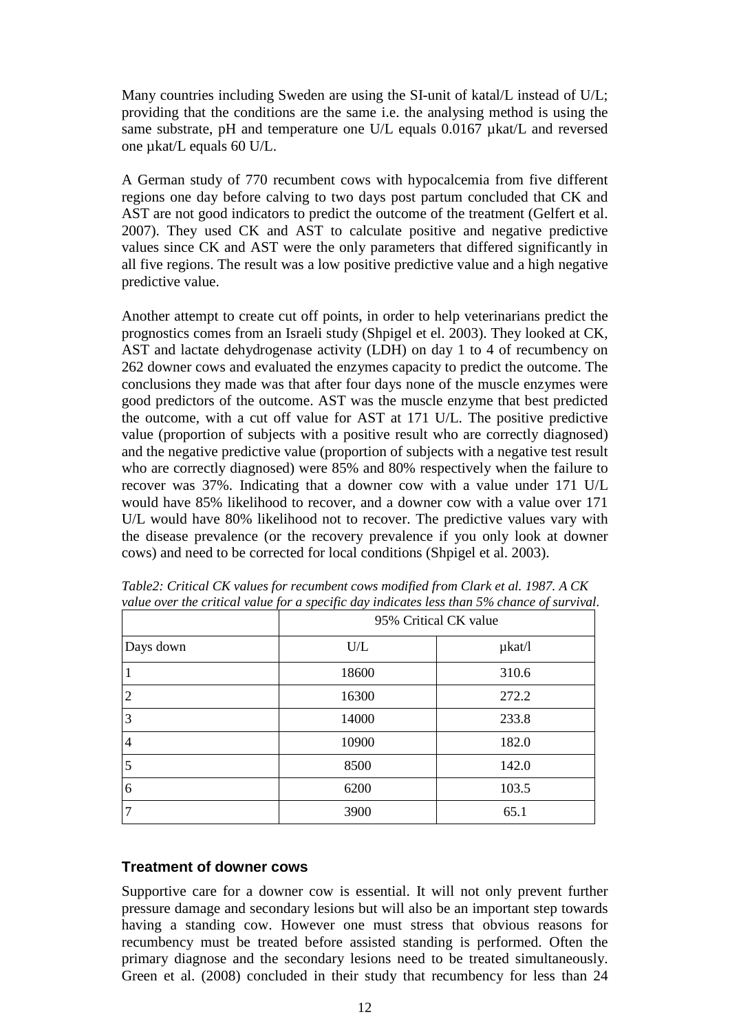Many countries including Sweden are using the SI-unit of katal/L instead of U/L; providing that the conditions are the same i.e. the analysing method is using the same substrate, pH and temperature one U/L equals 0.0167 µkat/L and reversed one µkat/L equals 60 U/L.

A German study of 770 recumbent cows with hypocalcemia from five different regions one day before calving to two days post partum concluded that CK and AST are not good indicators to predict the outcome of the treatment (Gelfert et al. 2007). They used CK and AST to calculate positive and negative predictive values since CK and AST were the only parameters that differed significantly in all five regions. The result was a low positive predictive value and a high negative predictive value.

Another attempt to create cut off points, in order to help veterinarians predict the prognostics comes from an Israeli study (Shpigel et el. 2003). They looked at CK, AST and lactate dehydrogenase activity (LDH) on day 1 to 4 of recumbency on 262 downer cows and evaluated the enzymes capacity to predict the outcome. The conclusions they made was that after four days none of the muscle enzymes were good predictors of the outcome. AST was the muscle enzyme that best predicted the outcome, with a cut off value for AST at 171 U/L. The positive predictive value (proportion of subjects with a positive result who are correctly diagnosed) and the negative predictive value (proportion of subjects with a negative test result who are correctly diagnosed) were 85% and 80% respectively when the failure to recover was 37%. Indicating that a downer cow with a value under 171 U/L would have 85% likelihood to recover, and a downer cow with a value over 171 U/L would have 80% likelihood not to recover. The predictive values vary with the disease prevalence (or the recovery prevalence if you only look at downer cows) and need to be corrected for local conditions (Shpigel et al. 2003).

*Table2: Critical CK values for recumbent cows modified from Clark et al. 1987. A CK value over the critical value for a specific day indicates less than 5% chance of survival.*

| | 95% Critical CK value | |
|---|---|---|
| Days down | U/L | µkat/l |
| 1 | 18600 | 310.6 |
| 2 | 16300 | 272.2 |
| 3 | 14000 | 233.8 |
| 4 | 10900 | 182.0 |
| 5 | 8500 | 142.0 |
| 6 | 6200 | 103.5 |
| 7 | 3900 | 65.1 |

### Treatment of downer cows

Supportive care for a downer cow is essential. It will not only prevent further pressure damage and secondary lesions but will also be an important step towards having a standing cow. However one must stress that obvious reasons for recumbency must be treated before assisted standing is performed. Often the primary diagnose and the secondary lesions need to be treated simultaneously. Green et al. (2008) concluded in their study that recumbency for less than 24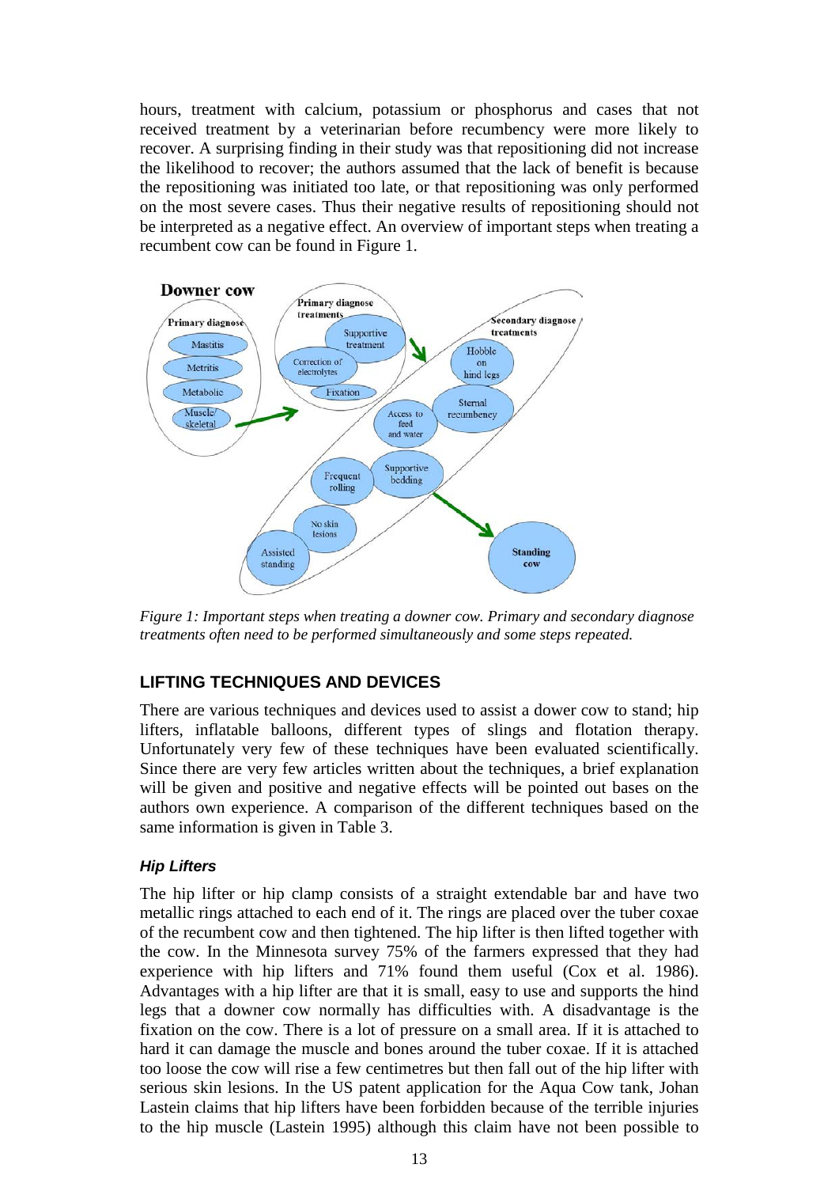hours, treatment with calcium, potassium or phosphorus and cases that not received treatment by a veterinarian before recumbency were more likely to recover. A surprising finding in their study was that repositioning did not increase the likelihood to recover; the authors assumed that the lack of benefit is because the repositioning was initiated too late, or that repositioning was only performed on the most severe cases. Thus their negative results of repositioning should not be interpreted as a negative effect. An overview of important steps when treating a recumbent cow can be found in Figure 1.

*Figure 1: Important steps when treating a downer cow. Primary and secondary diagnose treatments often need to be performed simultaneously and some steps repeated.*

## LIFTING TECHNIQUES AND DEVICES

There are various techniques and devices used to assist a dower cow to stand; hip lifters, inflatable balloons, different types of slings and flotation therapy. Unfortunately very few of these techniques have been evaluated scientifically. Since there are very few articles written about the techniques, a brief explanation will be given and positive and negative effects will be pointed out bases on the authors own experience. A comparison of the different techniques based on the same information is given in Table 3.

### *Hip Lifters*

The hip lifter or hip clamp consists of a straight extendable bar and have two metallic rings attached to each end of it. The rings are placed over the tuber coxae of the recumbent cow and then tightened. The hip lifter is then lifted together with the cow. In the Minnesota survey 75% of the farmers expressed that they had experience with hip lifters and 71% found them useful (Cox et al. 1986). Advantages with a hip lifter are that it is small, easy to use and supports the hind legs that a downer cow normally has difficulties with. A disadvantage is the fixation on the cow. There is a lot of pressure on a small area. If it is attached to hard it can damage the muscle and bones around the tuber coxae. If it is attached too loose the cow will rise a few centimetres but then fall out of the hip lifter with serious skin lesions. In the US patent application for the Aqua Cow tank, Johan Lastein claims that hip lifters have been forbidden because of the terrible injuries to the hip muscle (Lastein 1995) although this claim have not been possible to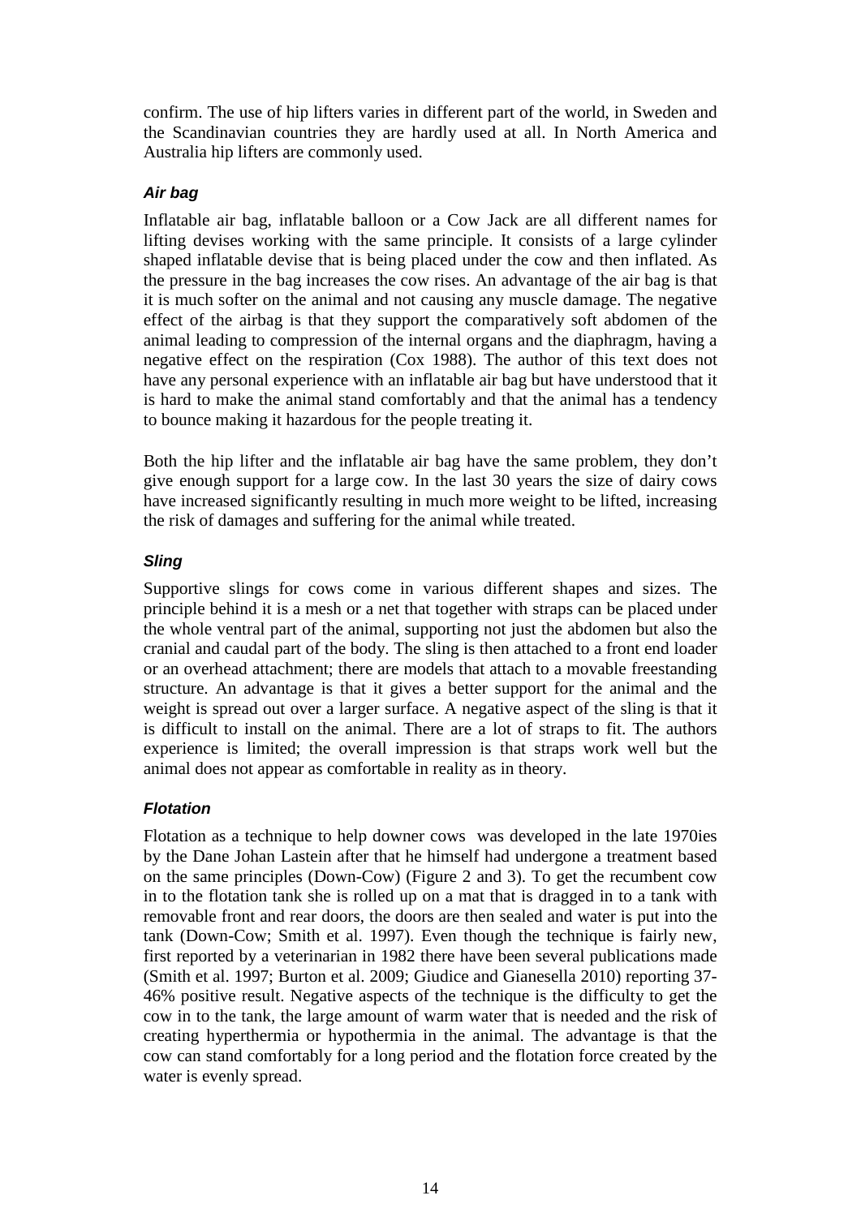confirm. The use of hip lifters varies in different part of the world, in Sweden and the Scandinavian countries they are hardly used at all. In North America and Australia hip lifters are commonly used.

### *Air bag*

Inflatable air bag, inflatable balloon or a Cow Jack are all different names for lifting devises working with the same principle. It consists of a large cylinder shaped inflatable devise that is being placed under the cow and then inflated. As the pressure in the bag increases the cow rises. An advantage of the air bag is that it is much softer on the animal and not causing any muscle damage. The negative effect of the airbag is that they support the comparatively soft abdomen of the animal leading to compression of the internal organs and the diaphragm, having a negative effect on the respiration (Cox 1988). The author of this text does not have any personal experience with an inflatable air bag but have understood that it is hard to make the animal stand comfortably and that the animal has a tendency to bounce making it hazardous for the people treating it.

Both the hip lifter and the inflatable air bag have the same problem, they don't give enough support for a large cow. In the last 30 years the size of dairy cows have increased significantly resulting in much more weight to be lifted, increasing the risk of damages and suffering for the animal while treated.

### *Sling*

Supportive slings for cows come in various different shapes and sizes. The principle behind it is a mesh or a net that together with straps can be placed under the whole ventral part of the animal, supporting not just the abdomen but also the cranial and caudal part of the body. The sling is then attached to a front end loader or an overhead attachment; there are models that attach to a movable freestanding structure. An advantage is that it gives a better support for the animal and the weight is spread out over a larger surface. A negative aspect of the sling is that it is difficult to install on the animal. There are a lot of straps to fit. The authors experience is limited; the overall impression is that straps work well but the animal does not appear as comfortable in reality as in theory.

### *Flotation*

Flotation as a technique to help downer cows was developed in the late 1970ies by the Dane Johan Lastein after that he himself had undergone a treatment based on the same principles (Down-Cow) (Figure 2 and 3). To get the recumbent cow in to the flotation tank she is rolled up on a mat that is dragged in to a tank with removable front and rear doors, the doors are then sealed and water is put into the tank (Down-Cow; Smith et al. 1997). Even though the technique is fairly new, first reported by a veterinarian in 1982 there have been several publications made (Smith et al. 1997; Burton et al. 2009; Giudice and Gianesella 2010) reporting 37-46% positive result. Negative aspects of the technique is the difficulty to get the cow in to the tank, the large amount of warm water that is needed and the risk of creating hyperthermia or hypothermia in the animal. The advantage is that the cow can stand comfortably for a long period and the flotation force created by the water is evenly spread.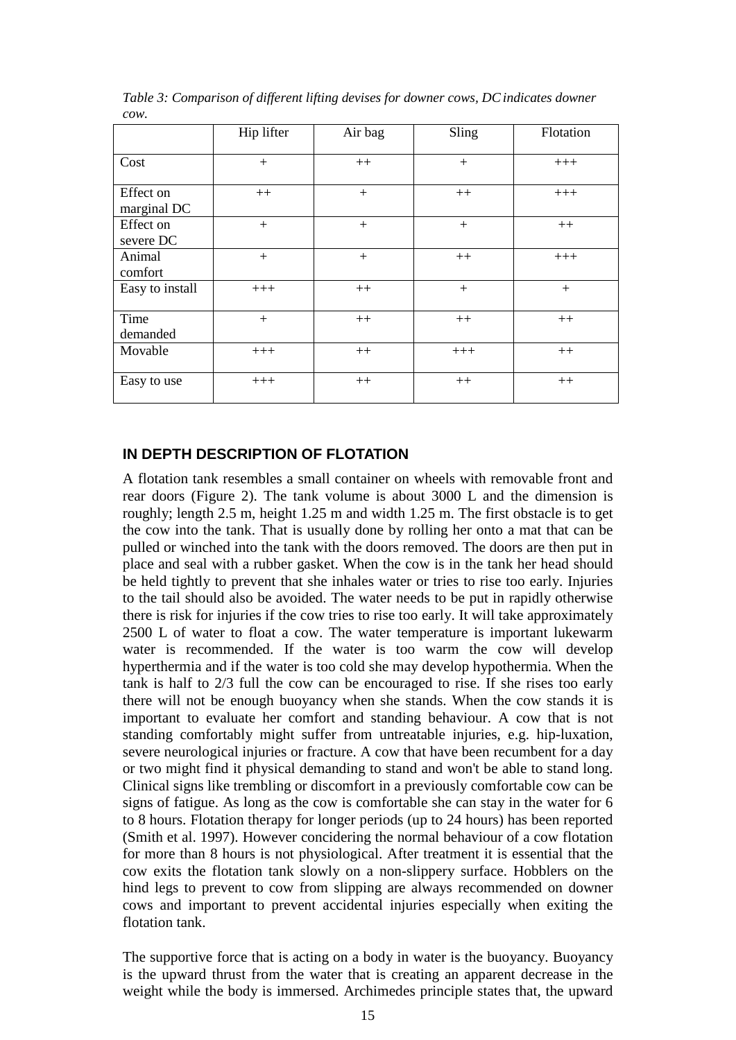*Table 3: Comparison of different lifting devises for downer cows, DC indicates downer cow.*

| | Hip lifter | Air bag | Sling | Flotation |
|---|---|---|---|---|
| Cost | + | ++ | + | +++ |
| Effect on marginal DC | ++ | + | ++ | +++ |
| Effect on severe DC | + | + | + | ++ |
| Animal comfort | + | + | ++ | +++ |
| Easy to install | +++ | ++ | + | + |
| Time demanded | + | ++ | ++ | ++ |
| Movable | +++ | ++ | +++ | ++ |
| Easy to use | +++ | ++ | ++ | ++ |

## IN DEPTH DESCRIPTION OF FLOTATION

A flotation tank resembles a small container on wheels with removable front and rear doors (Figure 2). The tank volume is about 3000 L and the dimension is roughly; length 2.5 m, height 1.25 m and width 1.25 m. The first obstacle is to get the cow into the tank. That is usually done by rolling her onto a mat that can be pulled or winched into the tank with the doors removed. The doors are then put in place and seal with a rubber gasket. When the cow is in the tank her head should be held tightly to prevent that she inhales water or tries to rise too early. Injuries to the tail should also be avoided. The water needs to be put in rapidly otherwise there is risk for injuries if the cow tries to rise too early. It will take approximately 2500 L of water to float a cow. The water temperature is important lukewarm water is recommended. If the water is too warm the cow will develop hyperthermia and if the water is too cold she may develop hypothermia. When the tank is half to 2/3 full the cow can be encouraged to rise. If she rises too early there will not be enough buoyancy when she stands. When the cow stands it is important to evaluate her comfort and standing behaviour. A cow that is not standing comfortably might suffer from untreatable injuries, e.g. hip-luxation, severe neurological injuries or fracture. A cow that have been recumbent for a day or two might find it physical demanding to stand and won't be able to stand long. Clinical signs like trembling or discomfort in a previously comfortable cow can be signs of fatigue. As long as the cow is comfortable she can stay in the water for 6 to 8 hours. Flotation therapy for longer periods (up to 24 hours) has been reported (Smith et al. 1997). However concidering the normal behaviour of a cow flotation for more than 8 hours is not physiological. After treatment it is essential that the cow exits the flotation tank slowly on a non-slippery surface. Hobblers on the hind legs to prevent to cow from slipping are always recommended on downer cows and important to prevent accidental injuries especially when exiting the flotation tank.

The supportive force that is acting on a body in water is the buoyancy. Buoyancy is the upward thrust from the water that is creating an apparent decrease in the weight while the body is immersed. Archimedes principle states that, the upward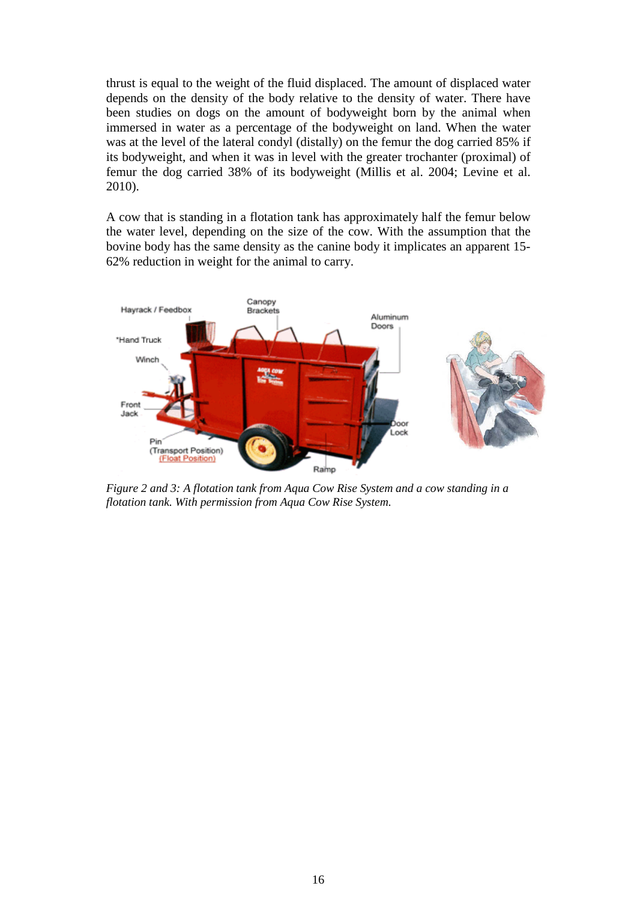thrust is equal to the weight of the fluid displaced. The amount of displaced water depends on the density of the body relative to the density of water. There have been studies on dogs on the amount of bodyweight born by the animal when immersed in water as a percentage of the bodyweight on land. When the water was at the level of the lateral condyl (distally) on the femur the dog carried 85% if its bodyweight, and when it was in level with the greater trochanter (proximal) of femur the dog carried 38% of its bodyweight (Millis et al. 2004; Levine et al. 2010).

A cow that is standing in a flotation tank has approximately half the femur below the water level, depending on the size of the cow. With the assumption that the bovine body has the same density as the canine body it implicates an apparent 15-62% reduction in weight for the animal to carry.

*Figure 2 and 3: A flotation tank from Aqua Cow Rise System and a cow standing in a flotation tank. With permission from Aqua Cow Rise System.*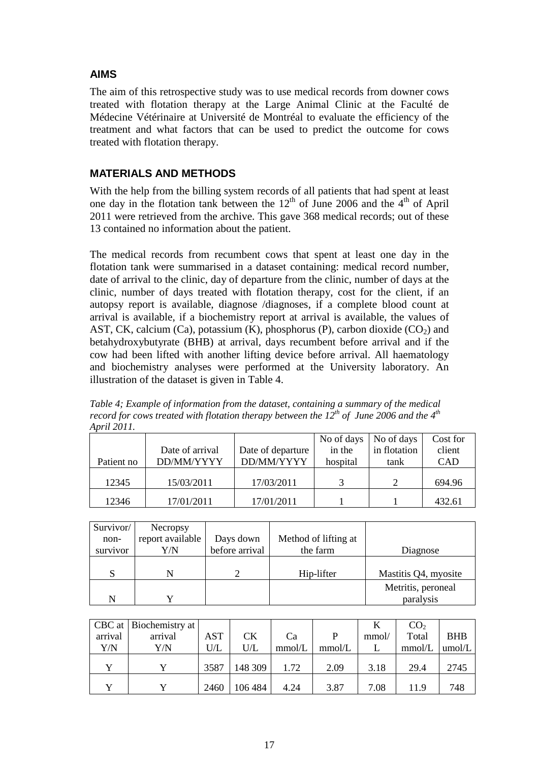## AIMS

The aim of this retrospective study was to use medical records from downer cows treated with flotation therapy at the Large Animal Clinic at the Faculté de Médecine Vétérinaire at Université de Montréal to evaluate the efficiency of the treatment and what factors that can be used to predict the outcome for cows treated with flotation therapy.

## MATERIALS AND METHODS

With the help from the billing system records of all patients that had spent at least one day in the flotation tank between the 12[th] of June 2006 and the 4[th] of April 2011 were retrieved from the archive. This gave 368 medical records; out of these 13 contained no information about the patient.

The medical records from recumbent cows that spent at least one day in the flotation tank were summarised in a dataset containing: medical record number, date of arrival to the clinic, day of departure from the clinic, number of days at the clinic, number of days treated with flotation therapy, cost for the client, if an autopsy report is available, diagnose /diagnoses, if a complete blood count at arrival is available, if a biochemistry report at arrival is available, the values of AST, CK, calcium (Ca), potassium (K), phosphorus (P), carbon dioxide ($CO_2$) and betahydroxybutyrate (BHB) at arrival, days recumbent before arrival and if the cow had been lifted with another lifting device before arrival. All haematology and biochemistry analyses were performed at the University laboratory. An illustration of the dataset is given in Table 4.

*Table 4; Example of information from the dataset, containing a summary of the medical record for cows treated with flotation therapy between the 12[th] of June 2006 and the 4[th] April 2011.*

| Patient no | Date of arrival DD/MM/YYYY | Date of departure DD/MM/YYYY | No of days in the hospital | No of days in flotation tank | Cost for client CAD |
|---|---|---|---|---|---|
| 12345 | 15/03/2011 | 17/03/2011 | 3 | 2 | 694.96 |
| 12346 | 17/01/2011 | 17/01/2011 | 1 | 1 | 432.61 |

| Survivor/ non-survivor | Necropsy report available Y/N | Days down before arrival | Method of lifting at the farm | Diagnose |
|---|---|---|---|---|
| S | N | 2 | Hip-lifter | Mastitis Q4, myosite |
| N | Y | | | Metritis, peroneal paralysis |

| CBC at arrival Y/N | Biochemistry at arrival Y/N | AST U/L | CK U/L | Ca mmol/L | P mmol/L | K mmol/L | $CO_2$ Total mmol/L | BHB umol/L |
|---|---|---|---|---|---|---|---|---|
| Y | Y | 3587 | 148 309 | 1.72 | 2.09 | 3.18 | 29.4 | 2745 |
| Y | Y | 2460 | 106 484 | 4.24 | 3.87 | 7.08 | 11.9 | 748 |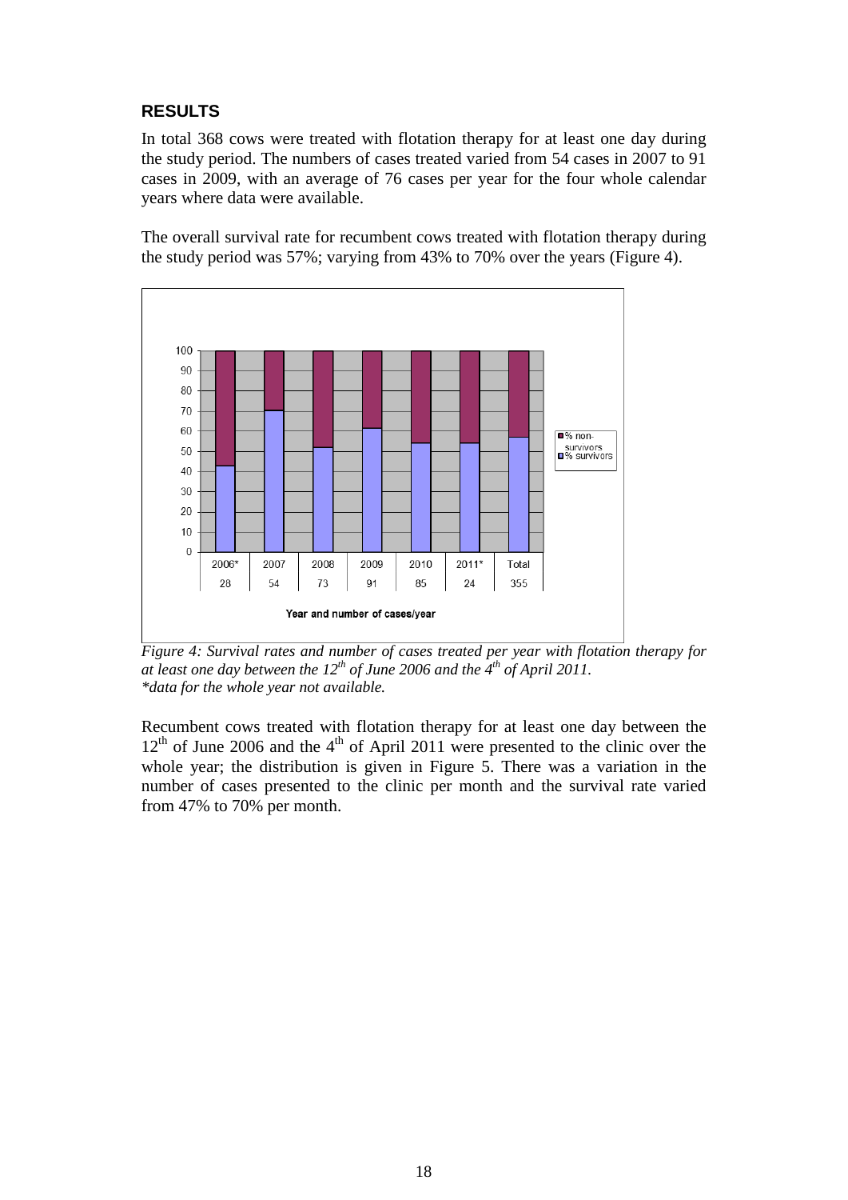## RESULTS

In total 368 cows were treated with flotation therapy for at least one day during the study period. The numbers of cases treated varied from 54 cases in 2007 to 91 cases in 2009, with an average of 76 cases per year for the four whole calendar years where data were available.

The overall survival rate for recumbent cows treated with flotation therapy during the study period was 57%; varying from 43% to 70% over the years (Figure 4).

*Figure 4: Survival rates and number of cases treated per year with flotation therapy for at least one day between the 12th of June 2006 and the 4th of April 2011.*
*\*data for the whole year not available.*

Recumbent cows treated with flotation therapy for at least one day between the 12th of June 2006 and the 4th of April 2011 were presented to the clinic over the whole year; the distribution is given in Figure 5. There was a variation in the number of cases presented to the clinic per month and the survival rate varied from 47% to 70% per month.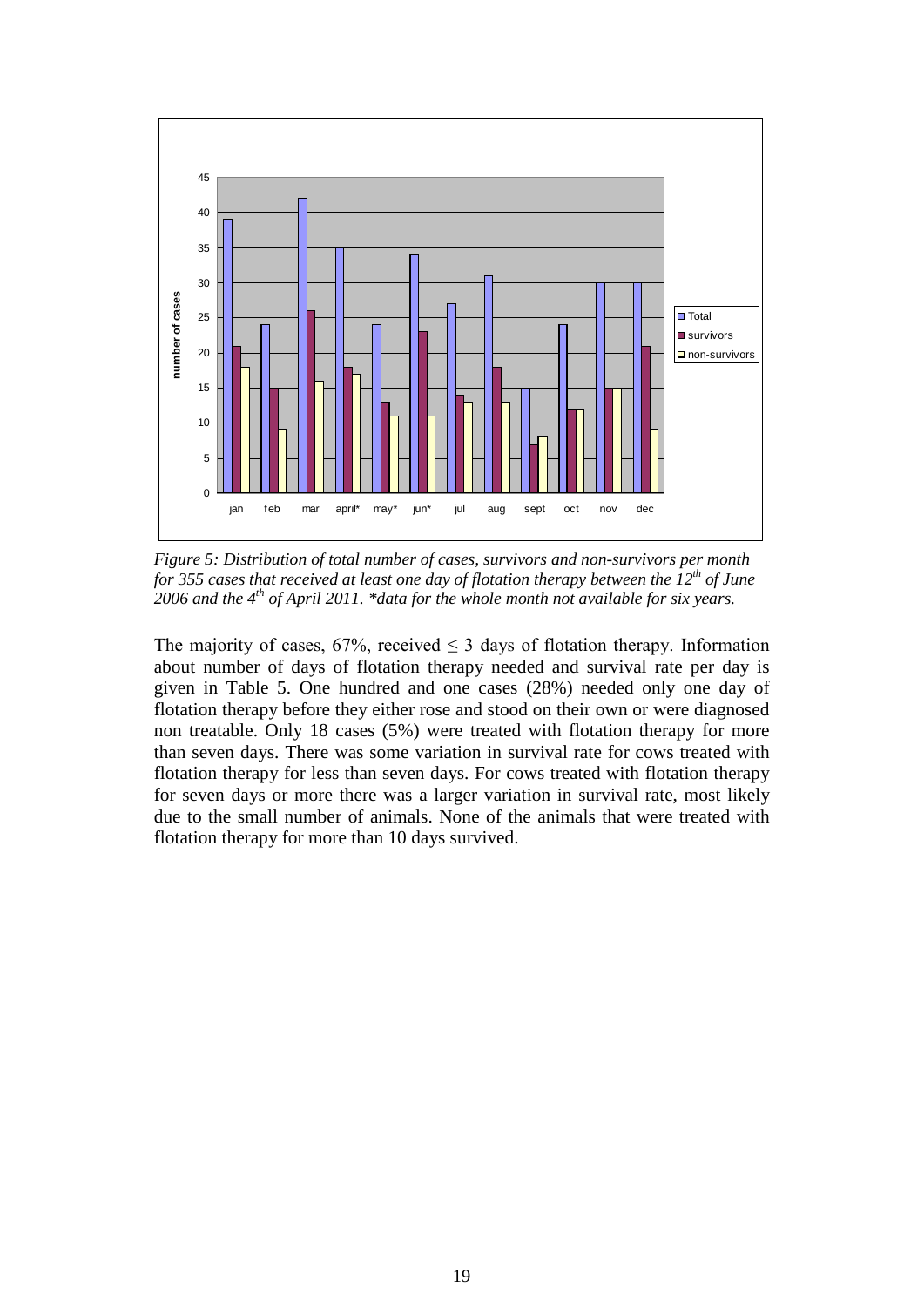*Figure 5: Distribution of total number of cases, survivors and non-survivors per month for 355 cases that received at least one day of flotation therapy between the 12th of June 2006 and the 4th of April 2011. \*data for the whole month not available for six years.*

The majority of cases, 67%, received $\leq 3$ days of flotation therapy. Information about number of days of flotation therapy needed and survival rate per day is given in Table 5. One hundred and one cases (28%) needed only one day of flotation therapy before they either rose and stood on their own or were diagnosed non treatable. Only 18 cases (5%) were treated with flotation therapy for more than seven days. There was some variation in survival rate for cows treated with flotation therapy for less than seven days. For cows treated with flotation therapy for seven days or more there was a larger variation in survival rate, most likely due to the small number of animals. None of the animals that were treated with flotation therapy for more than 10 days survived.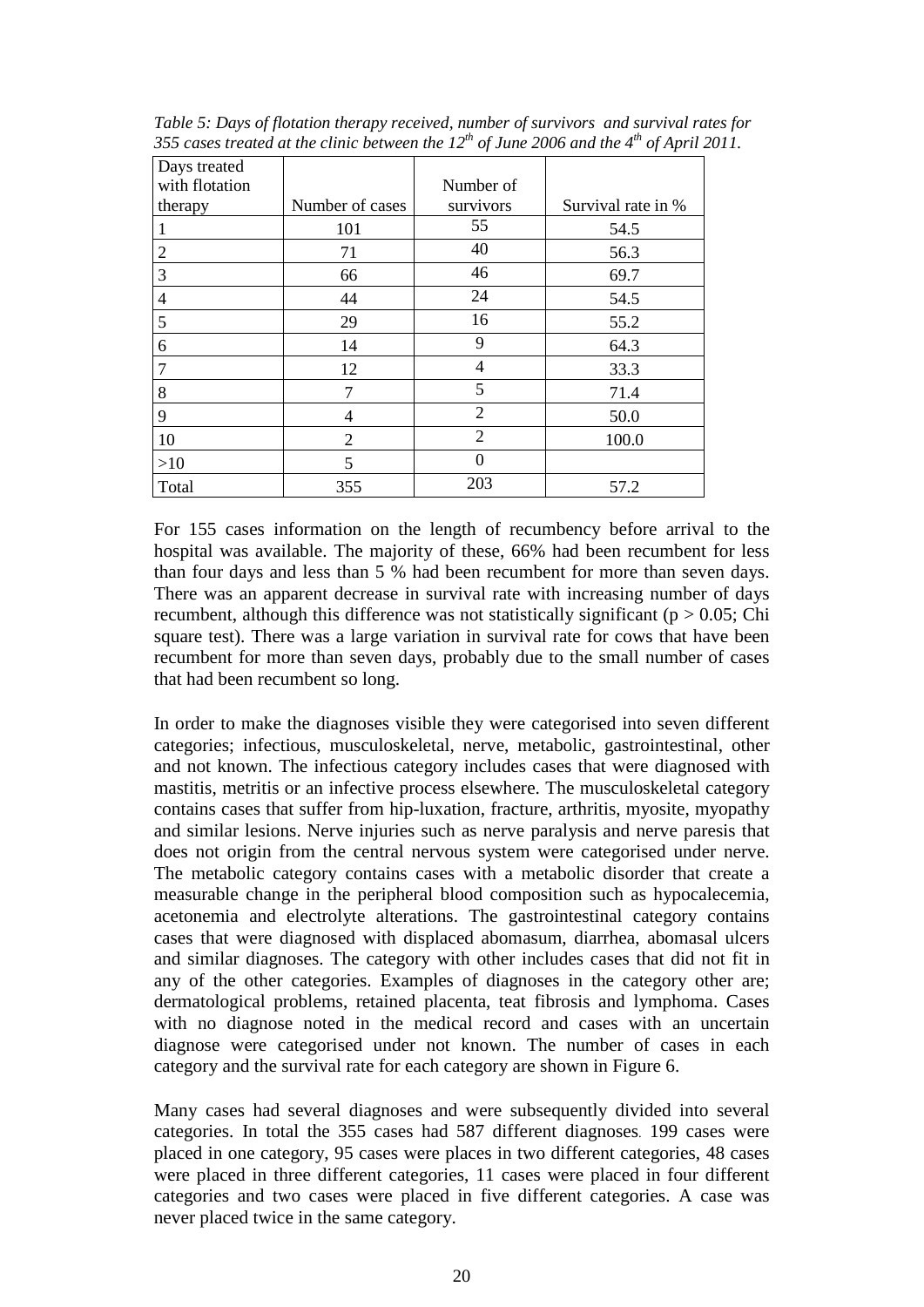*Table 5: Days of flotation therapy received, number of survivors and survival rates for 355 cases treated at the clinic between the 12th of June 2006 and the 4th of April 2011.*

| Days treated with flotation therapy | Number of cases | Number of survivors | Survival rate in % |
|---|---|---|---|
| 1 | 101 | 55 | 54.5 |
| 2 | 71 | 40 | 56.3 |
| 3 | 66 | 46 | 69.7 |
| 4 | 44 | 24 | 54.5 |
| 5 | 29 | 16 | 55.2 |
| 6 | 14 | 9 | 64.3 |
| 7 | 12 | 4 | 33.3 |
| 8 | 7 | 5 | 71.4 |
| 9 | 4 | 2 | 50.0 |
| 10 | 2 | 2 | 100.0 |
| >10 | 5 | 0 | |
| Total | 355 | 203 | 57.2 |

For 155 cases information on the length of recumbency before arrival to the hospital was available. The majority of these, 66% had been recumbent for less than four days and less than 5 % had been recumbent for more than seven days. There was an apparent decrease in survival rate with increasing number of days recumbent, although this difference was not statistically significant ($p > 0.05$; Chi square test). There was a large variation in survival rate for cows that have been recumbent for more than seven days, probably due to the small number of cases that had been recumbent so long.

In order to make the diagnoses visible they were categorised into seven different categories; infectious, musculoskeletal, nerve, metabolic, gastrointestinal, other and not known. The infectious category includes cases that were diagnosed with mastitis, metritis or an infective process elsewhere. The musculoskeletal category contains cases that suffer from hip-luxation, fracture, arthritis, myosite, myopathy and similar lesions. Nerve injuries such as nerve paralysis and nerve paresis that does not origin from the central nervous system were categorised under nerve. The metabolic category contains cases with a metabolic disorder that create a measurable change in the peripheral blood composition such as hypocalecemia, acetonemia and electrolyte alterations. The gastrointestinal category contains cases that were diagnosed with displaced abomasum, diarrhea, abomasal ulcers and similar diagnoses. The category with other includes cases that did not fit in any of the other categories. Examples of diagnoses in the category other are; dermatological problems, retained placenta, teat fibrosis and lymphoma. Cases with no diagnose noted in the medical record and cases with an uncertain diagnose were categorised under not known. The number of cases in each category and the survival rate for each category are shown in Figure 6.

Many cases had several diagnoses and were subsequently divided into several categories. In total the 355 cases had 587 different diagnoses. 199 cases were placed in one category, 95 cases were places in two different categories, 48 cases were placed in three different categories, 11 cases were placed in four different categories and two cases were placed in five different categories. A case was never placed twice in the same category.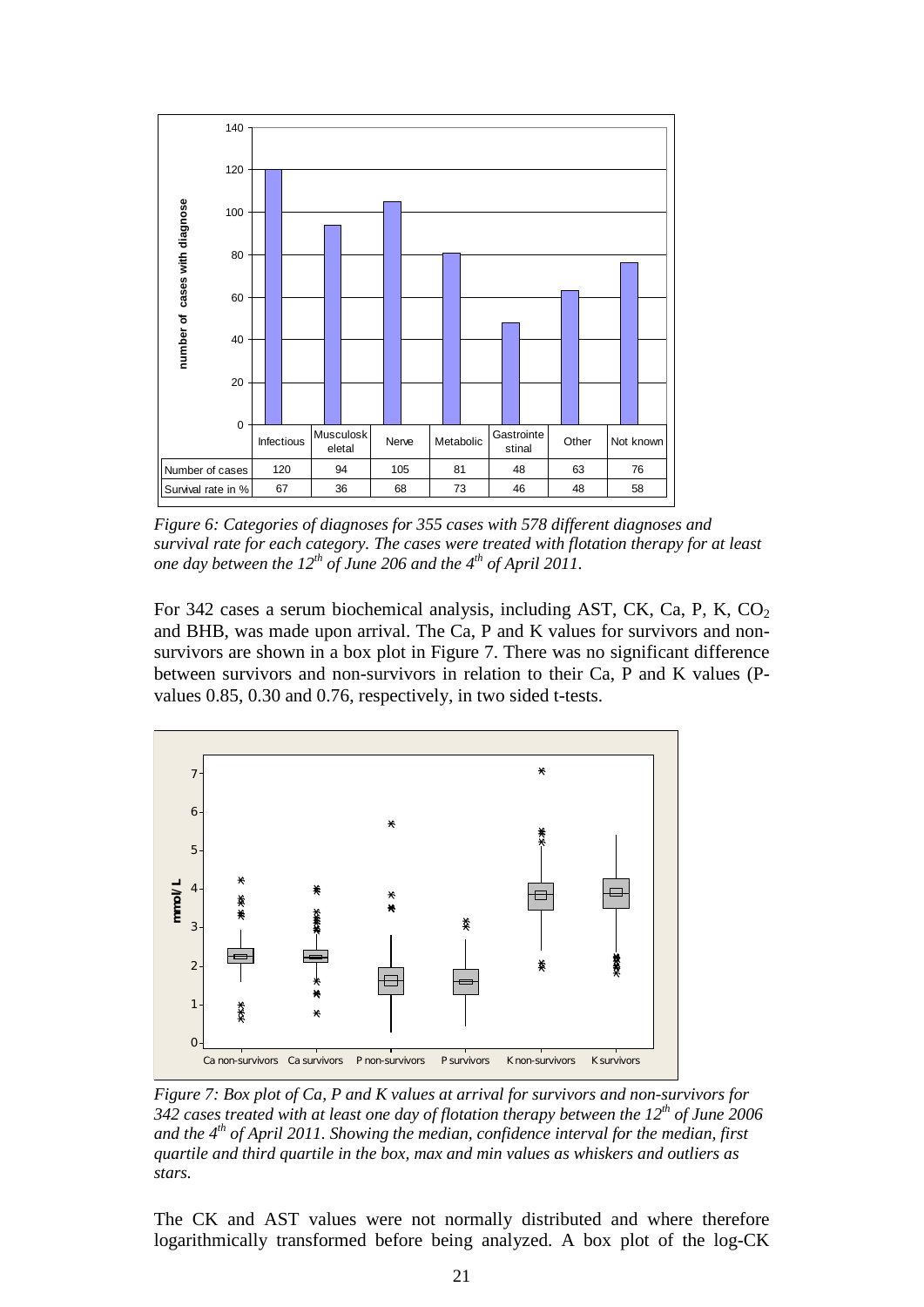| | Infectious | Musculoskeletal | Nerve | Metabolic | Gastrointestinal | Other | Not known |
|---|---|---|---|---|---|---|---|
| Number of cases | 120 | 94 | 105 | 81 | 48 | 63 | 76 |
| Survival rate in % | 67 | 36 | 68 | 73 | 46 | 48 | 58 |

*Figure 6: Categories of diagnoses for 355 cases with 578 different diagnoses and survival rate for each category. The cases were treated with flotation therapy for at least one day between the 12th of June 206 and the 4th of April 2011.*

For 342 cases a serum biochemical analysis, including AST, CK, Ca, P, K, $CO_2$ and BHB, was made upon arrival. The Ca, P and K values for survivors and non-survivors are shown in a box plot in Figure 7. There was no significant difference between survivors and non-survivors in relation to their Ca, P and K values (P-values 0.85, 0.30 and 0.76, respectively, in two sided t-tests.

*Figure 7: Box plot of Ca, P and K values at arrival for survivors and non-survivors for 342 cases treated with at least one day of flotation therapy between the 12th of June 2006 and the 4th of April 2011. Showing the median, confidence interval for the median, first quartile and third quartile in the box, max and min values as whiskers and outliers as stars.*

The CK and AST values were not normally distributed and where therefore logarithmically transformed before being analyzed. A box plot of the log-CK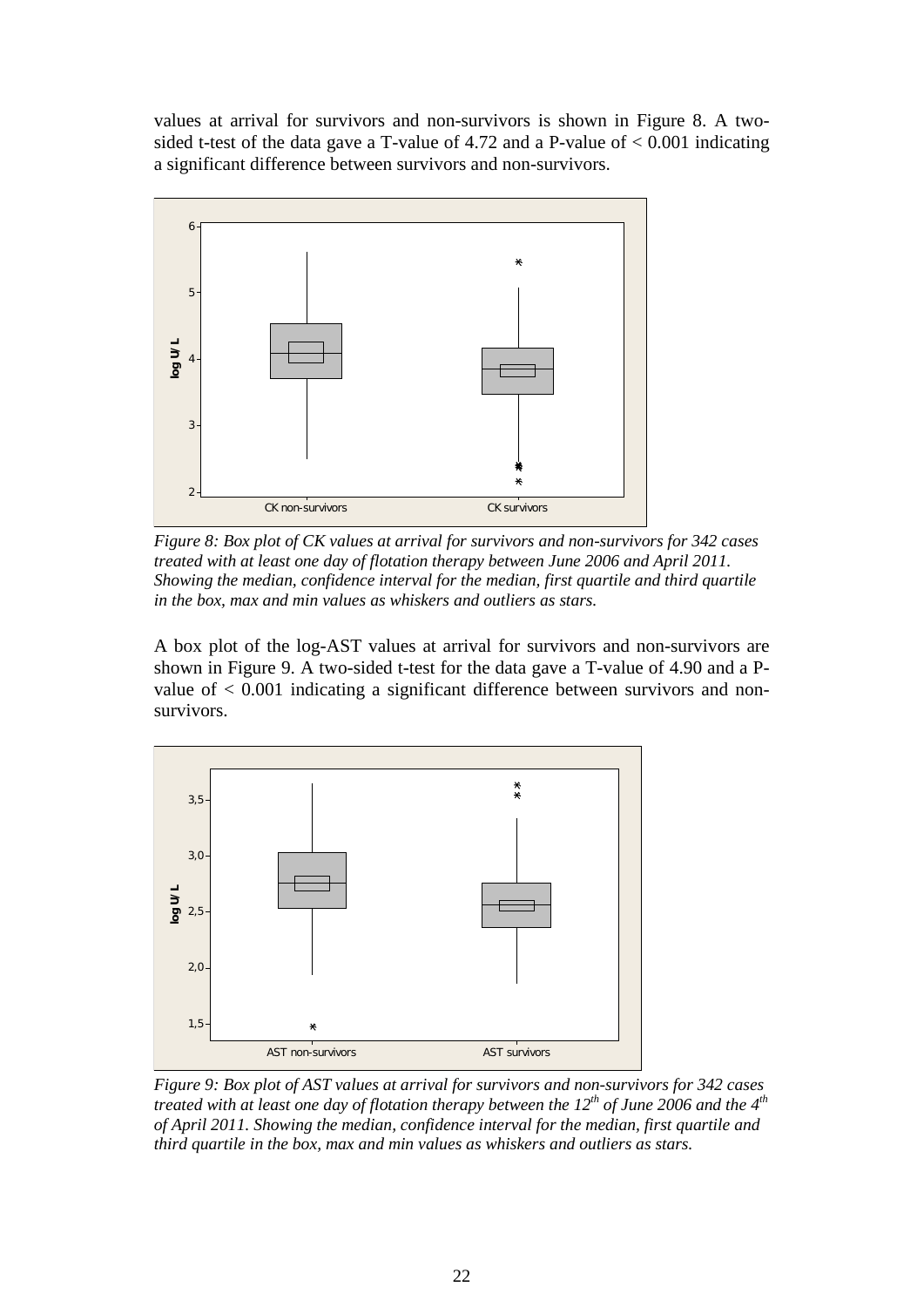values at arrival for survivors and non-survivors is shown in Figure 8. A two-sided t-test of the data gave a T-value of 4.72 and a P-value of < 0.001 indicating a significant difference between survivors and non-survivors.

*Figure 8: Box plot of CK values at arrival for survivors and non-survivors for 342 cases treated with at least one day of flotation therapy between June 2006 and April 2011. Showing the median, confidence interval for the median, first quartile and third quartile in the box, max and min values as whiskers and outliers as stars.*

A box plot of the log-AST values at arrival for survivors and non-survivors are shown in Figure 9. A two-sided t-test for the data gave a T-value of 4.90 and a P-value of < 0.001 indicating a significant difference between survivors and non-survivors.

*Figure 9: Box plot of AST values at arrival for survivors and non-survivors for 342 cases treated with at least one day of flotation therapy between the 12th of June 2006 and the 4th of April 2011. Showing the median, confidence interval for the median, first quartile and third quartile in the box, max and min values as whiskers and outliers as stars.*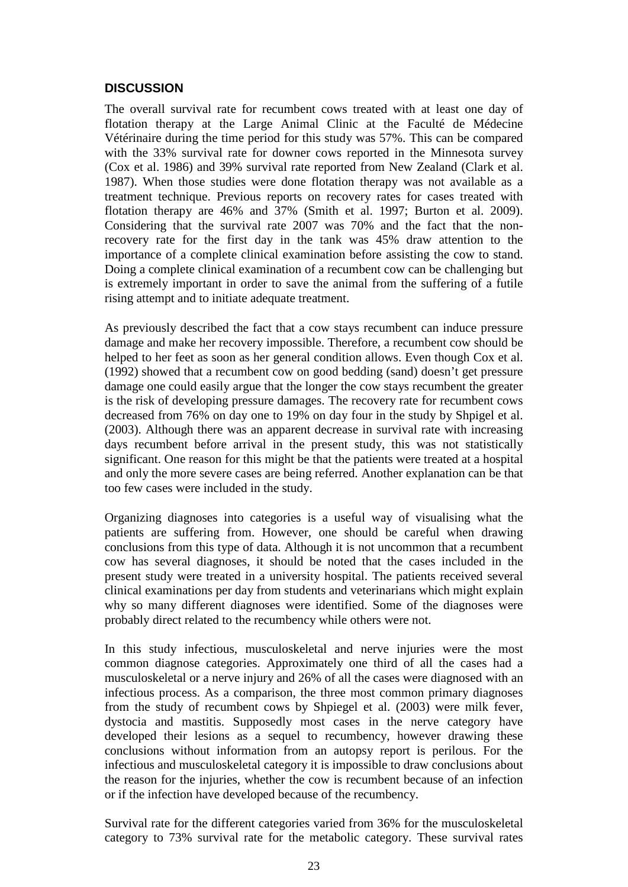## DISCUSSION

The overall survival rate for recumbent cows treated with at least one day of flotation therapy at the Large Animal Clinic at the Faculté de Médecine Vétérinaire during the time period for this study was 57%. This can be compared with the 33% survival rate for downer cows reported in the Minnesota survey (Cox et al. 1986) and 39% survival rate reported from New Zealand (Clark et al. 1987). When those studies were done flotation therapy was not available as a treatment technique. Previous reports on recovery rates for cases treated with flotation therapy are 46% and 37% (Smith et al. 1997; Burton et al. 2009). Considering that the survival rate 2007 was 70% and the fact that the non-recovery rate for the first day in the tank was 45% draw attention to the importance of a complete clinical examination before assisting the cow to stand. Doing a complete clinical examination of a recumbent cow can be challenging but is extremely important in order to save the animal from the suffering of a futile rising attempt and to initiate adequate treatment.

As previously described the fact that a cow stays recumbent can induce pressure damage and make her recovery impossible. Therefore, a recumbent cow should be helped to her feet as soon as her general condition allows. Even though Cox et al. (1992) showed that a recumbent cow on good bedding (sand) doesn't get pressure damage one could easily argue that the longer the cow stays recumbent the greater is the risk of developing pressure damages. The recovery rate for recumbent cows decreased from 76% on day one to 19% on day four in the study by Shpigel et al. (2003). Although there was an apparent decrease in survival rate with increasing days recumbent before arrival in the present study, this was not statistically significant. One reason for this might be that the patients were treated at a hospital and only the more severe cases are being referred. Another explanation can be that too few cases were included in the study.

Organizing diagnoses into categories is a useful way of visualising what the patients are suffering from. However, one should be careful when drawing conclusions from this type of data. Although it is not uncommon that a recumbent cow has several diagnoses, it should be noted that the cases included in the present study were treated in a university hospital. The patients received several clinical examinations per day from students and veterinarians which might explain why so many different diagnoses were identified. Some of the diagnoses were probably direct related to the recumbency while others were not.

In this study infectious, musculoskeletal and nerve injuries were the most common diagnose categories. Approximately one third of all the cases had a musculoskeletal or a nerve injury and 26% of all the cases were diagnosed with an infectious process. As a comparison, the three most common primary diagnoses from the study of recumbent cows by Shpiegel et al. (2003) were milk fever, dystocia and mastitis. Supposedly most cases in the nerve category have developed their lesions as a sequel to recumbency, however drawing these conclusions without information from an autopsy report is perilous. For the infectious and musculoskeletal category it is impossible to draw conclusions about the reason for the injuries, whether the cow is recumbent because of an infection or if the infection have developed because of the recumbency.

Survival rate for the different categories varied from 36% for the musculoskeletal category to 73% survival rate for the metabolic category. These survival rates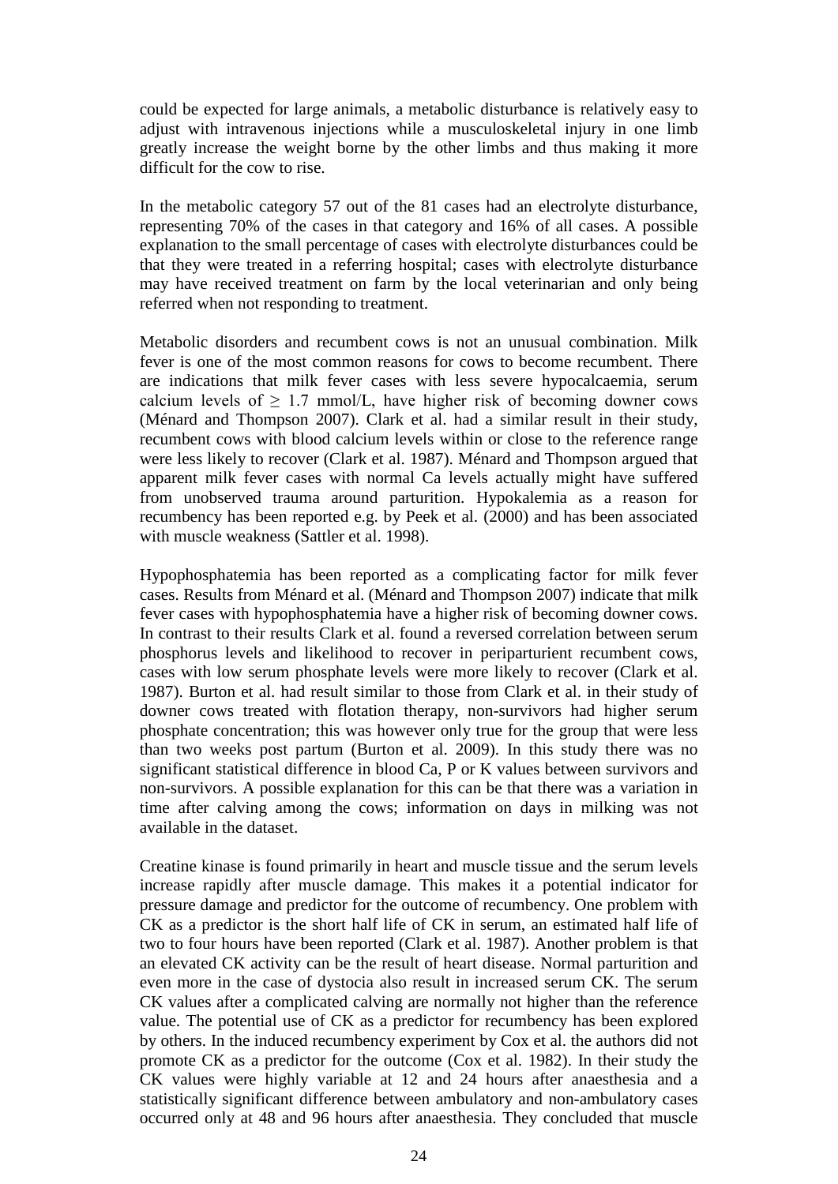could be expected for large animals, a metabolic disturbance is relatively easy to adjust with intravenous injections while a musculoskeletal injury in one limb greatly increase the weight borne by the other limbs and thus making it more difficult for the cow to rise.

In the metabolic category 57 out of the 81 cases had an electrolyte disturbance, representing 70% of the cases in that category and 16% of all cases. A possible explanation to the small percentage of cases with electrolyte disturbances could be that they were treated in a referring hospital; cases with electrolyte disturbance may have received treatment on farm by the local veterinarian and only being referred when not responding to treatment.

Metabolic disorders and recumbent cows is not an unusual combination. Milk fever is one of the most common reasons for cows to become recumbent. There are indications that milk fever cases with less severe hypocalcaemia, serum calcium levels of $\geq$ 1.7 mmol/L, have higher risk of becoming downer cows (Ménard and Thompson 2007). Clark et al. had a similar result in their study, recumbent cows with blood calcium levels within or close to the reference range were less likely to recover (Clark et al. 1987). Ménard and Thompson argued that apparent milk fever cases with normal Ca levels actually might have suffered from unobserved trauma around parturition. Hypokalemia as a reason for recumbency has been reported e.g. by Peek et al. (2000) and has been associated with muscle weakness (Sattler et al. 1998).

Hypophosphatemia has been reported as a complicating factor for milk fever cases. Results from Ménard et al. (Ménard and Thompson 2007) indicate that milk fever cases with hypophosphatemia have a higher risk of becoming downer cows. In contrast to their results Clark et al. found a reversed correlation between serum phosphorus levels and likelihood to recover in periparturient recumbent cows, cases with low serum phosphate levels were more likely to recover (Clark et al. 1987). Burton et al. had result similar to those from Clark et al. in their study of downer cows treated with flotation therapy, non-survivors had higher serum phosphate concentration; this was however only true for the group that were less than two weeks post partum (Burton et al. 2009). In this study there was no significant statistical difference in blood Ca, P or K values between survivors and non-survivors. A possible explanation for this can be that there was a variation in time after calving among the cows; information on days in milking was not available in the dataset.

Creatine kinase is found primarily in heart and muscle tissue and the serum levels increase rapidly after muscle damage. This makes it a potential indicator for pressure damage and predictor for the outcome of recumbency. One problem with CK as a predictor is the short half life of CK in serum, an estimated half life of two to four hours have been reported (Clark et al. 1987). Another problem is that an elevated CK activity can be the result of heart disease. Normal parturition and even more in the case of dystocia also result in increased serum CK. The serum CK values after a complicated calving are normally not higher than the reference value. The potential use of CK as a predictor for recumbency has been explored by others. In the induced recumbency experiment by Cox et al. the authors did not promote CK as a predictor for the outcome (Cox et al. 1982). In their study the CK values were highly variable at 12 and 24 hours after anaesthesia and a statistically significant difference between ambulatory and non-ambulatory cases occurred only at 48 and 96 hours after anaesthesia. They concluded that muscle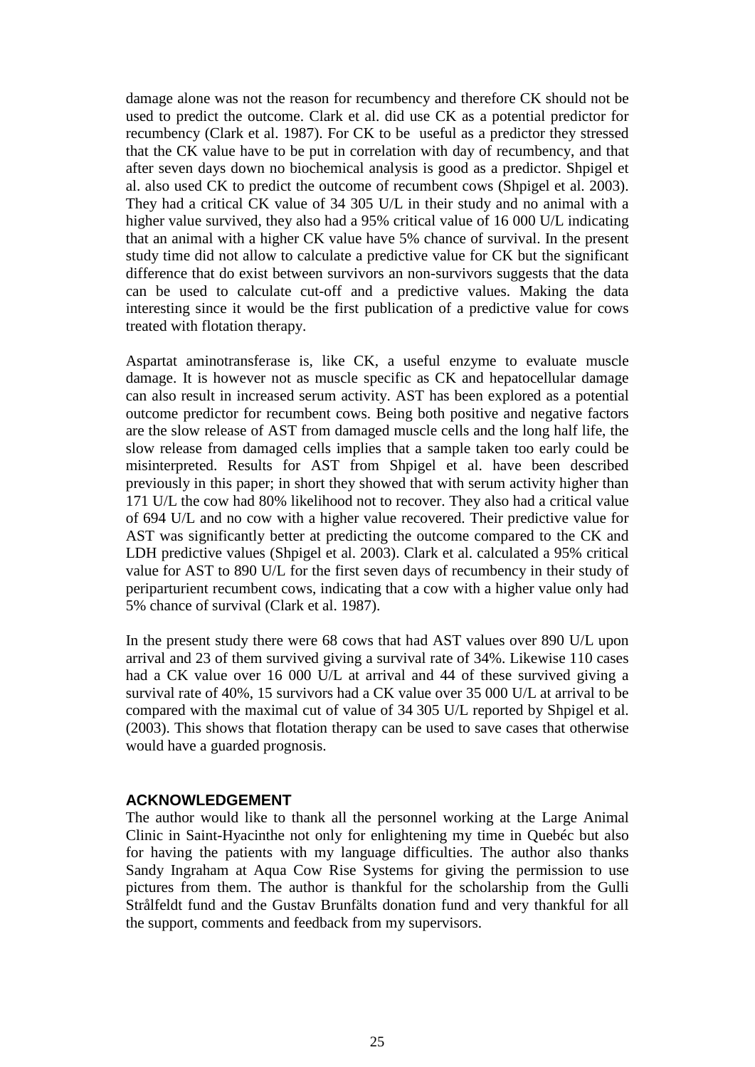damage alone was not the reason for recumbency and therefore CK should not be used to predict the outcome. Clark et al. did use CK as a potential predictor for recumbency (Clark et al. 1987). For CK to be useful as a predictor they stressed that the CK value have to be put in correlation with day of recumbency, and that after seven days down no biochemical analysis is good as a predictor. Shpigel et al. also used CK to predict the outcome of recumbent cows (Shpigel et al. 2003). They had a critical CK value of 34 305 U/L in their study and no animal with a higher value survived, they also had a 95% critical value of 16 000 U/L indicating that an animal with a higher CK value have 5% chance of survival. In the present study time did not allow to calculate a predictive value for CK but the significant difference that do exist between survivors an non-survivors suggests that the data can be used to calculate cut-off and a predictive values. Making the data interesting since it would be the first publication of a predictive value for cows treated with flotation therapy.

Aspartat aminotransferase is, like CK, a useful enzyme to evaluate muscle damage. It is however not as muscle specific as CK and hepatocellular damage can also result in increased serum activity. AST has been explored as a potential outcome predictor for recumbent cows. Being both positive and negative factors are the slow release of AST from damaged muscle cells and the long half life, the slow release from damaged cells implies that a sample taken too early could be misinterpreted. Results for AST from Shpigel et al. have been described previously in this paper; in short they showed that with serum activity higher than 171 U/L the cow had 80% likelihood not to recover. They also had a critical value of 694 U/L and no cow with a higher value recovered. Their predictive value for AST was significantly better at predicting the outcome compared to the CK and LDH predictive values (Shpigel et al. 2003). Clark et al. calculated a 95% critical value for AST to 890 U/L for the first seven days of recumbency in their study of periparturient recumbent cows, indicating that a cow with a higher value only had 5% chance of survival (Clark et al. 1987).

In the present study there were 68 cows that had AST values over 890 U/L upon arrival and 23 of them survived giving a survival rate of 34%. Likewise 110 cases had a CK value over 16 000 U/L at arrival and 44 of these survived giving a survival rate of 40%, 15 survivors had a CK value over 35 000 U/L at arrival to be compared with the maximal cut of value of 34 305 U/L reported by Shpigel et al. (2003). This shows that flotation therapy can be used to save cases that otherwise would have a guarded prognosis.

## ACKNOWLEDGEMENT

The author would like to thank all the personnel working at the Large Animal Clinic in Saint-Hyacinthe not only for enlightening my time in Quebéc but also for having the patients with my language difficulties. The author also thanks Sandy Ingraham at Aqua Cow Rise Systems for giving the permission to use pictures from them. The author is thankful for the scholarship from the Gulli Strålfeldt fund and the Gustav Brunfälts donation fund and very thankful for all the support, comments and feedback from my supervisors.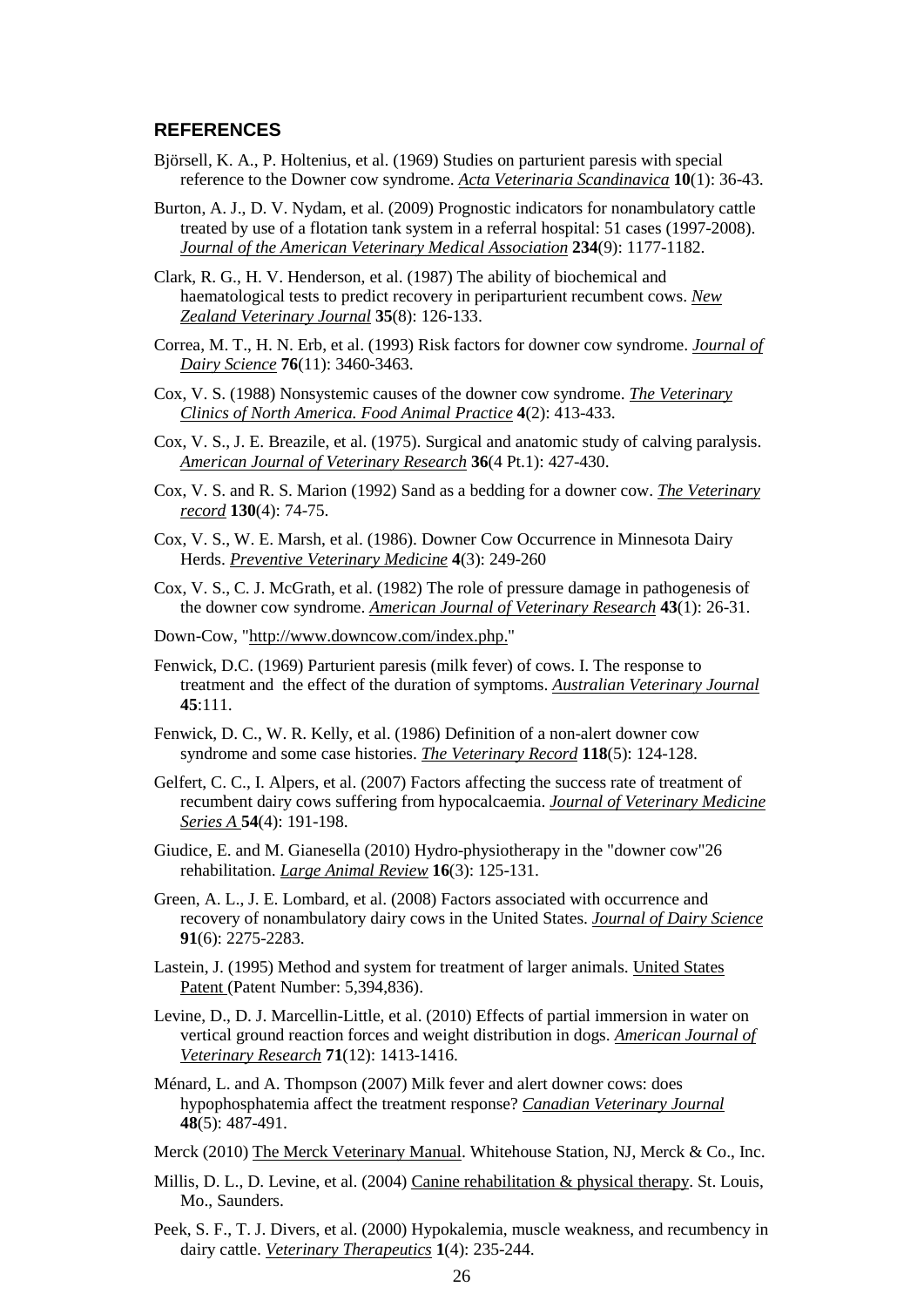## REFERENCES

Björsell, K. A., P. Holtenius, et al. (1969) Studies on parturient paresis with special reference to the Downer cow syndrome. *Acta Veterinaria Scandinavica* **10**(1): 36-43.

Burton, A. J., D. V. Nydam, et al. (2009) Prognostic indicators for nonambulatory cattle treated by use of a flotation tank system in a referral hospital: 51 cases (1997-2008). *Journal of the American Veterinary Medical Association* **234**(9): 1177-1182.

Clark, R. G., H. V. Henderson, et al. (1987) The ability of biochemical and haematological tests to predict recovery in periparturient recumbent cows. *New Zealand Veterinary Journal* **35**(8): 126-133.

Correa, M. T., H. N. Erb, et al. (1993) Risk factors for downer cow syndrome. *Journal of Dairy Science* **76**(11): 3460-3463.

Cox, V. S. (1988) Nonsystemic causes of the downer cow syndrome. *The Veterinary Clinics of North America. Food Animal Practice* **4**(2): 413-433.

Cox, V. S., J. E. Breazile, et al. (1975). Surgical and anatomic study of calving paralysis. *American Journal of Veterinary Research* **36**(4 Pt.1): 427-430.

Cox, V. S. and R. S. Marion (1992) Sand as a bedding for a downer cow. *The Veterinary record* **130**(4): 74-75.

Cox, V. S., W. E. Marsh, et al. (1986). Downer Cow Occurrence in Minnesota Dairy Herds. *Preventive Veterinary Medicine* **4**(3): 249-260

Cox, V. S., C. J. McGrath, et al. (1982) The role of pressure damage in pathogenesis of the downer cow syndrome. *American Journal of Veterinary Research* **43**(1): 26-31.

Down-Cow, "http://www.downcow.com/index.php."

Fenwick, D.C. (1969) Parturient paresis (milk fever) of cows. I. The response to treatment and the effect of the duration of symptoms. *Australian Veterinary Journal* **45**:111.

Fenwick, D. C., W. R. Kelly, et al. (1986) Definition of a non-alert downer cow syndrome and some case histories. *The Veterinary Record* **118**(5): 124-128.

Gelfert, C. C., I. Alpers, et al. (2007) Factors affecting the success rate of treatment of recumbent dairy cows suffering from hypocalcaemia. *Journal of Veterinary Medicine Series A* **54**(4): 191-198.

Giudice, E. and M. Gianesella (2010) Hydro-physiotherapy in the "downer cow"26 rehabilitation. *Large Animal Review* **16**(3): 125-131.

Green, A. L., J. E. Lombard, et al. (2008) Factors associated with occurrence and recovery of nonambulatory dairy cows in the United States. *Journal of Dairy Science* **91**(6): 2275-2283.

Lastein, J. (1995) Method and system for treatment of larger animals. United States Patent (Patent Number: 5,394,836).

Levine, D., D. J. Marcellin-Little, et al. (2010) Effects of partial immersion in water on vertical ground reaction forces and weight distribution in dogs. *American Journal of Veterinary Research* **71**(12): 1413-1416.

Ménard, L. and A. Thompson (2007) Milk fever and alert downer cows: does hypophosphatemia affect the treatment response? *Canadian Veterinary Journal* **48**(5): 487-491.

Merck (2010) The Merck Veterinary Manual. Whitehouse Station, NJ, Merck & Co., Inc.

Millis, D. L., D. Levine, et al. (2004) Canine rehabilitation & physical therapy. St. Louis, Mo., Saunders.

Peek, S. F., T. J. Divers, et al. (2000) Hypokalemia, muscle weakness, and recumbency in dairy cattle. *Veterinary Therapeutics* **1**(4): 235-244.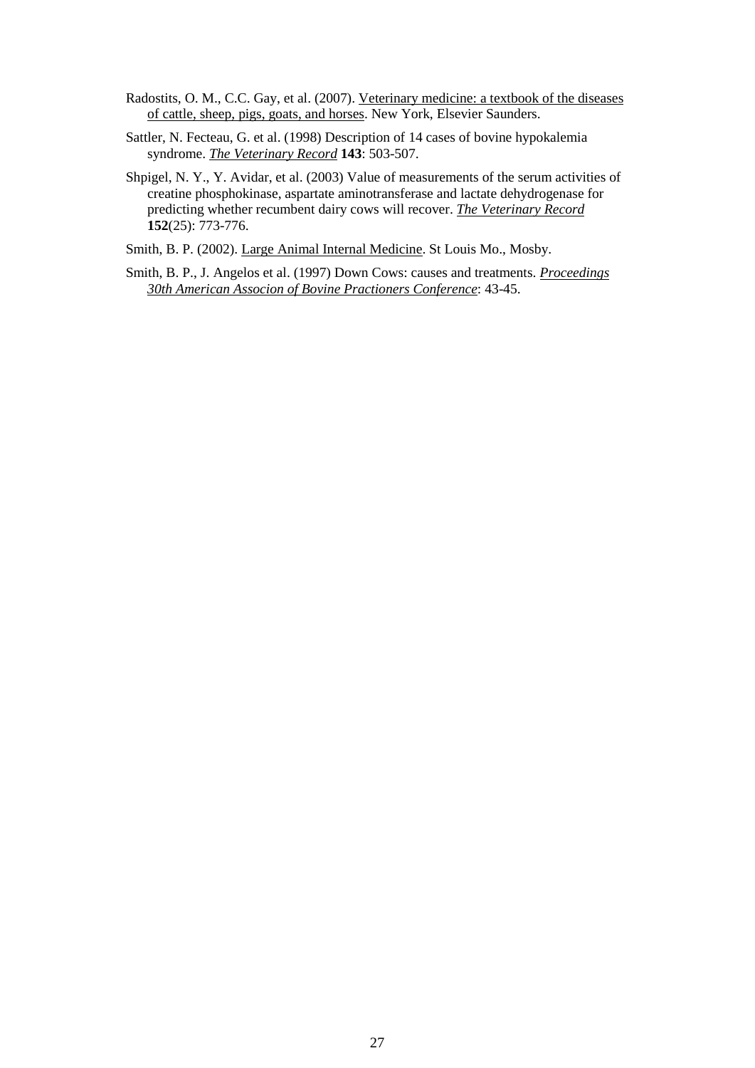Radostits, O. M., C.C. Gay, et al. (2007). Veterinary medicine: a textbook of the diseases of cattle, sheep, pigs, goats, and horses. New York, Elsevier Saunders.

Sattler, N. Fecteau, G. et al. (1998) Description of 14 cases of bovine hypokalemia syndrome. *The Veterinary Record* **143**: 503-507.

Shpigel, N. Y., Y. Avidar, et al. (2003) Value of measurements of the serum activities of creatine phosphokinase, aspartate aminotransferase and lactate dehydrogenase for predicting whether recumbent dairy cows will recover. *The Veterinary Record* **152**(25): 773-776.

Smith, B. P. (2002). Large Animal Internal Medicine. St Louis Mo., Mosby.

Smith, B. P., J. Angelos et al. (1997) Down Cows: causes and treatments. *Proceedings 30th American Associon of Bovine Practioners Conference*: 43-45.